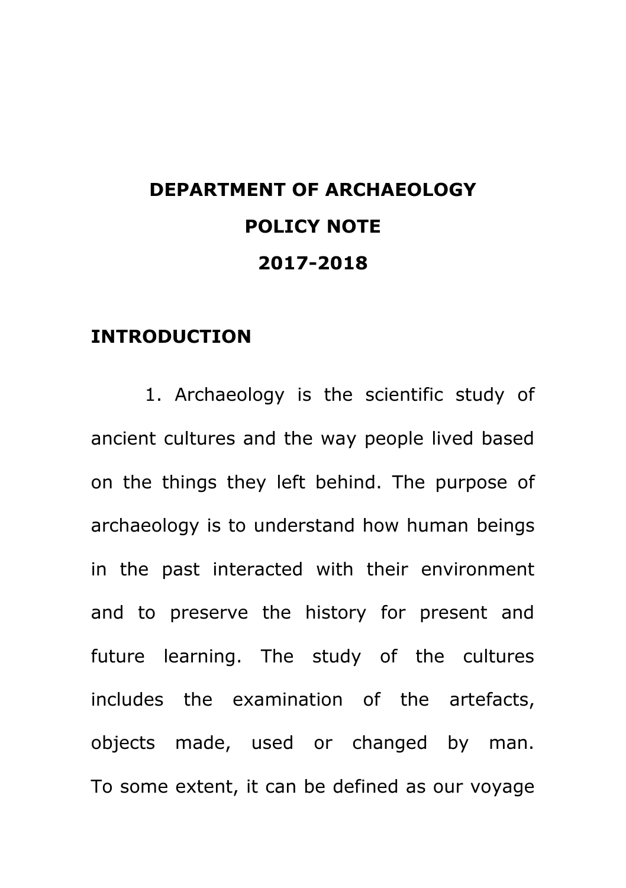# DEPARTMENT OF ARCHAEOLOGY

# POLICY NOTE

# 2017-2018

## INTRODUCTION

1. Archaeology is the scientific study of ancient cultures and the way people lived based on the things they left behind. The purpose of archaeology is to understand how human beings in the past interacted with their environment and to preserve the history for present and future learning. The study of the cultures includes the examination of the artefacts, objects made, used or changed by man. To some extent, it can be defined as our voyage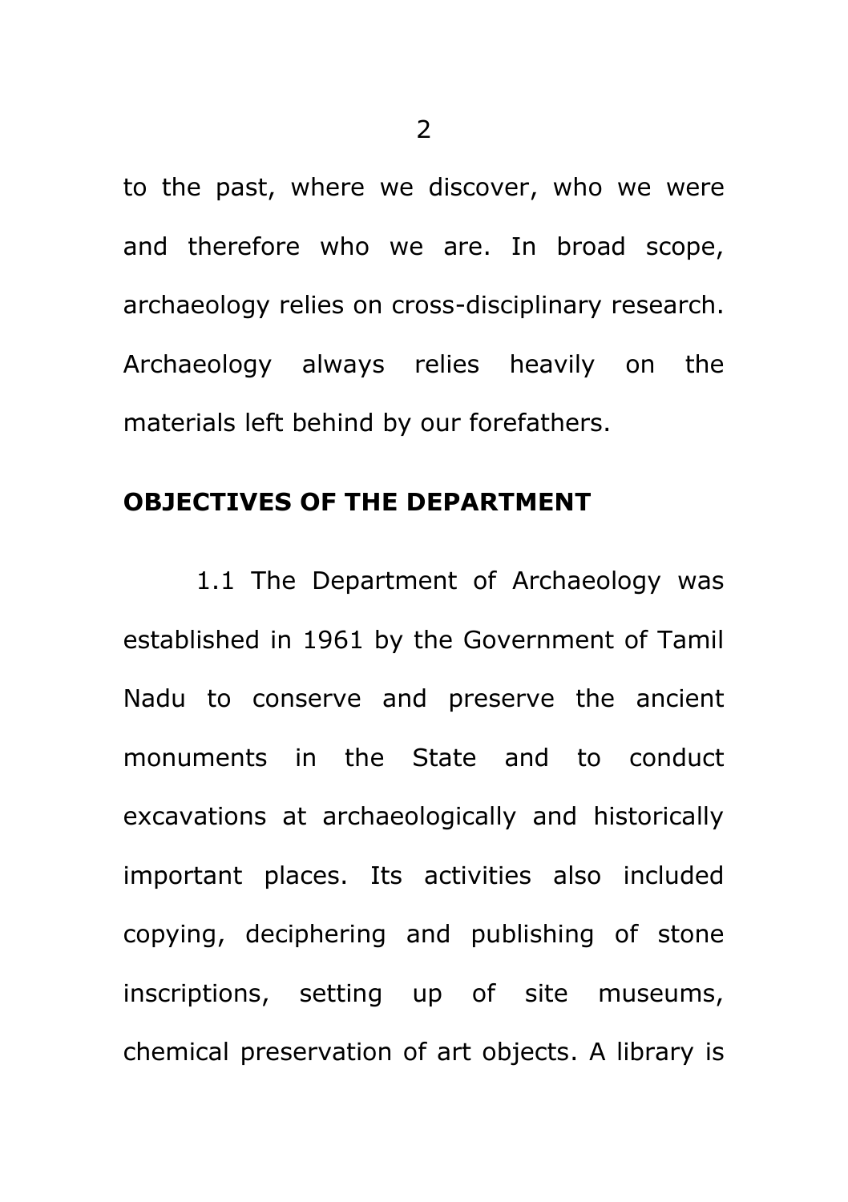to the past, where we discover, who we were and therefore who we are. In broad scope, archaeology relies on cross-disciplinary research. Archaeology always relies heavily on the materials left behind by our forefathers.

## OBJECTIVES OF THE DEPARTMENT

1.1 The Department of Archaeology was established in 1961 by the Government of Tamil Nadu to conserve and preserve the ancient monuments in the State and to conduct excavations at archaeologically and historically important places. Its activities also included copying, deciphering and publishing of stone inscriptions, setting up of site museums, chemical preservation of art objects. A library is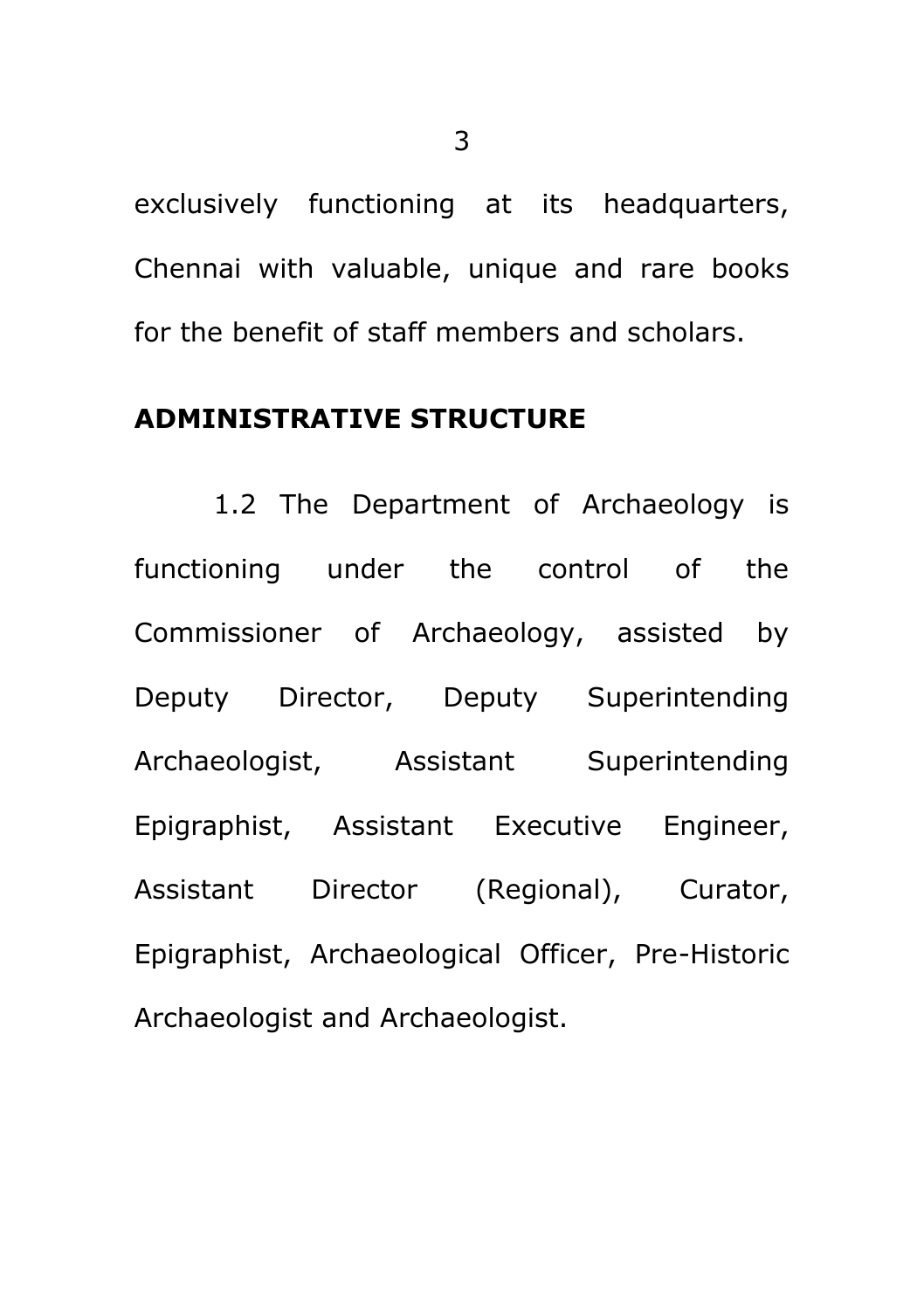exclusively functioning at its headquarters, Chennai with valuable, unique and rare books for the benefit of staff members and scholars.

## ADMINISTRATIVE STRUCTURE

1.2 The Department of Archaeology is functioning under the control of the Commissioner of Archaeology, assisted by Deputy Director, Deputy Superintending Archaeologist, Assistant Superintending Epigraphist, Assistant Executive Engineer, Assistant Director (Regional), Curator, Epigraphist, Archaeological Officer, Pre-Historic Archaeologist and Archaeologist.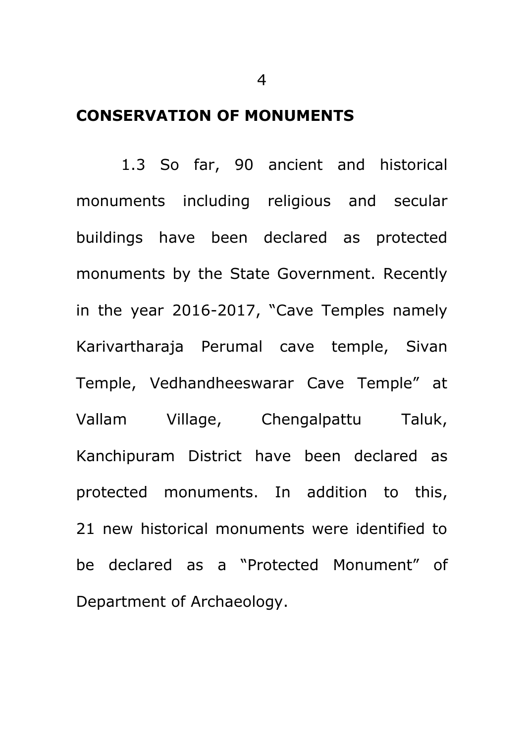## CONSERVATION OF MONUMENTS

1.3 So far, 90 ancient and historical monuments including religious and secular buildings have been declared as protected monuments by the State Government. Recently in the year 2016-2017, “Cave Temples namely Karivartharaja Perumal cave temple, Sivan Temple, Vedhandheeswarar Cave Temple” at Vallam Village, Chengalpattu Taluk, Kanchipuram District have been declared as protected monuments. In addition to this, 21 new historical monuments were identified to be declared as a “Protected Monument” of Department of Archaeology.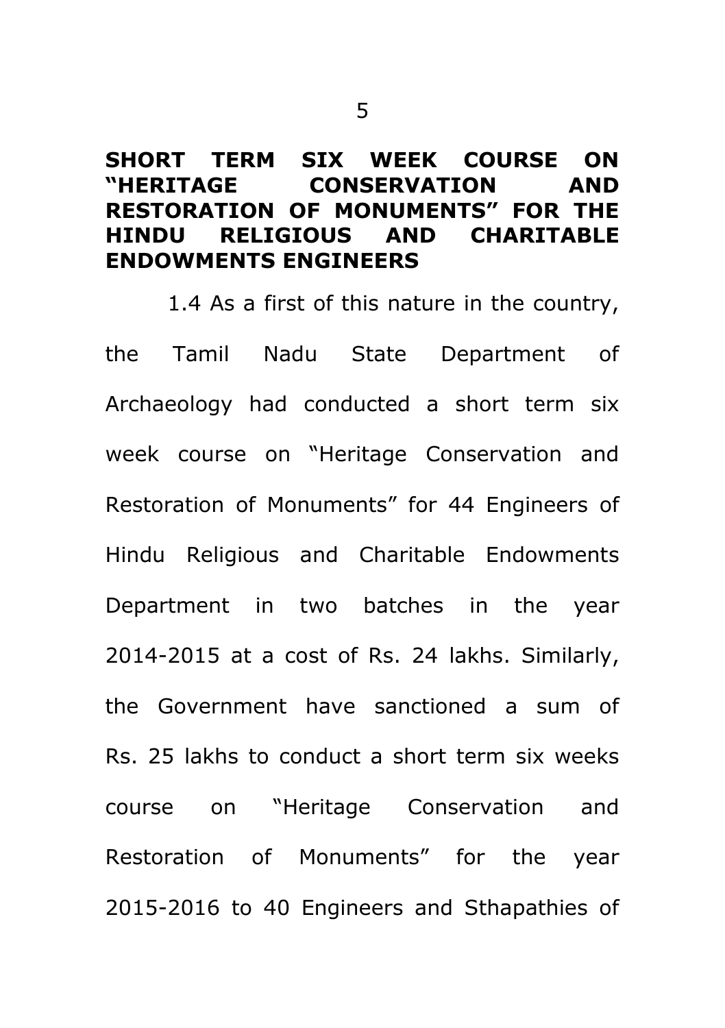## SHORT TERM SIX WEEK COURSE ON "HERITAGE CONSERVATION AND RESTORATION OF MONUMENTS" FOR THE HINDU RELIGIOUS AND CHARITABLE ENDOWMENTS ENGINEERS

1.4 As a first of this nature in the country, the Tamil Nadu State Department of Archaeology had conducted a short term six week course on "Heritage Conservation and Restoration of Monuments" for 44 Engineers of Hindu Religious and Charitable Endowments Department in two batches in the year 2014-2015 at a cost of Rs. 24 lakhs. Similarly, the Government have sanctioned a sum of Rs. 25 lakhs to conduct a short term six weeks course on "Heritage Conservation and Restoration of Monuments" for the year 2015-2016 to 40 Engineers and Sthapathies of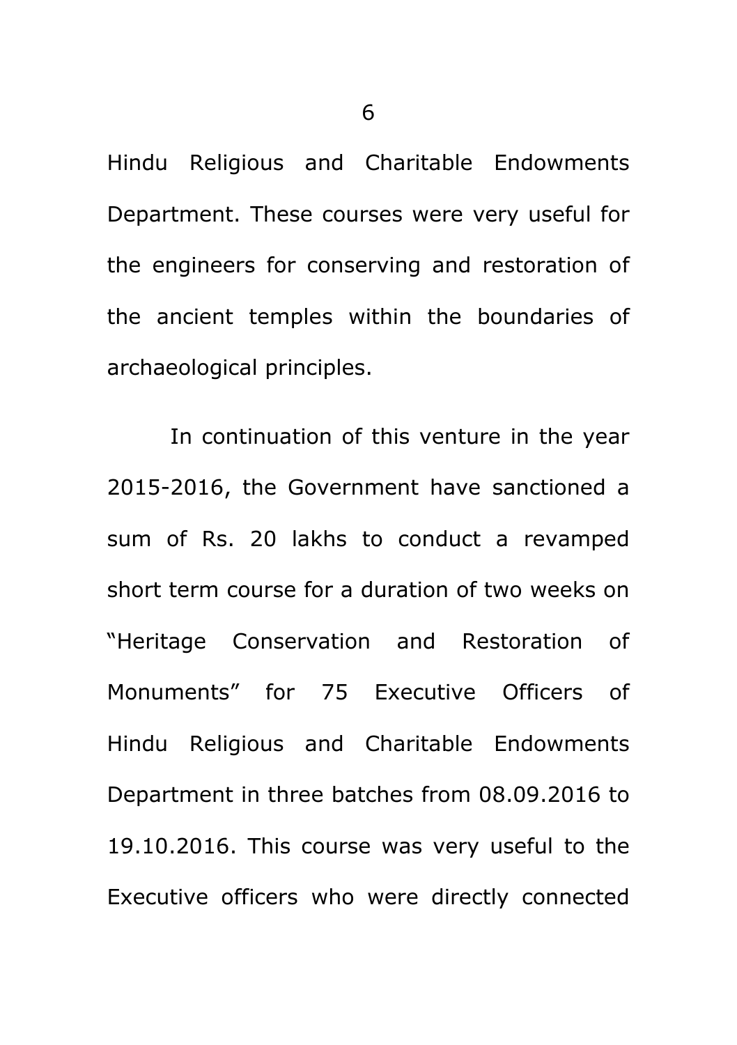Hindu Religious and Charitable Endowments Department. These courses were very useful for the engineers for conserving and restoration of the ancient temples within the boundaries of archaeological principles.

In continuation of this venture in the year 2015-2016, the Government have sanctioned a sum of Rs. 20 lakhs to conduct a revamped short term course for a duration of two weeks on "Heritage Conservation and Restoration of Monuments" for 75 Executive Officers of Hindu Religious and Charitable Endowments Department in three batches from 08.09.2016 to 19.10.2016. This course was very useful to the Executive officers who were directly connected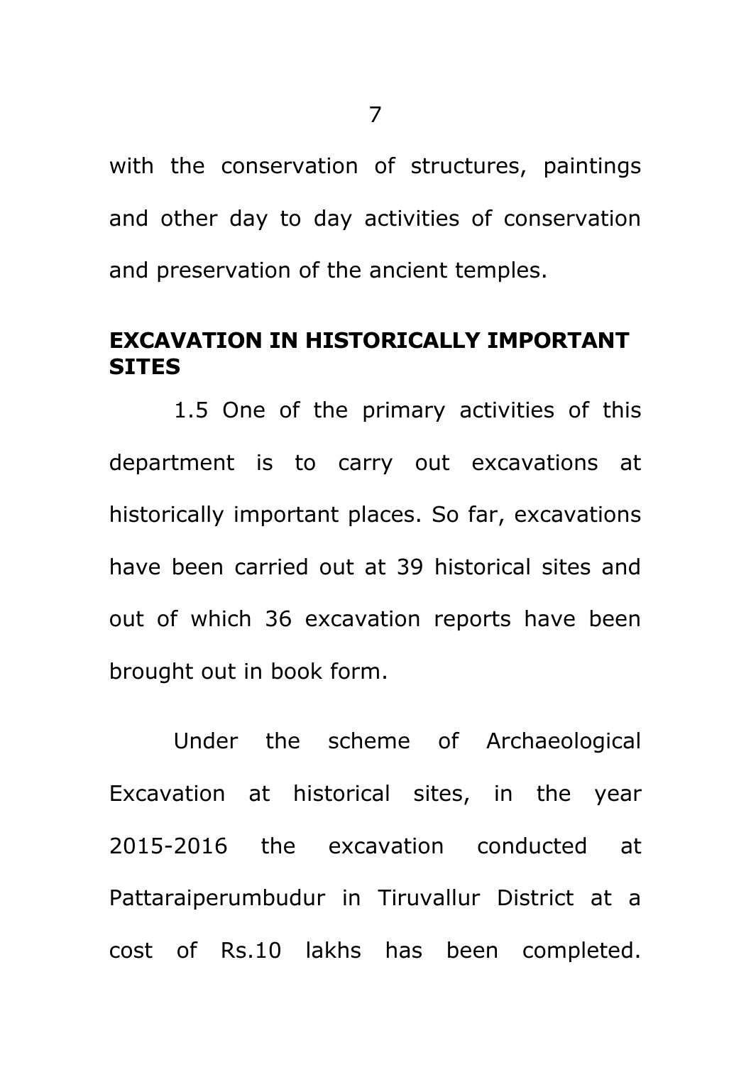with the conservation of structures, paintings and other day to day activities of conservation and preservation of the ancient temples.

## EXCAVATION IN HISTORICALLY IMPORTANT SITES

1.5 One of the primary activities of this department is to carry out excavations at historically important places. So far, excavations have been carried out at 39 historical sites and out of which 36 excavation reports have been brought out in book form.

Under the scheme of Archaeological Excavation at historical sites, in the year 2015-2016 the excavation conducted at Pattaraiperumbudur in Tiruvallur District at a cost of Rs.10 lakhs has been completed.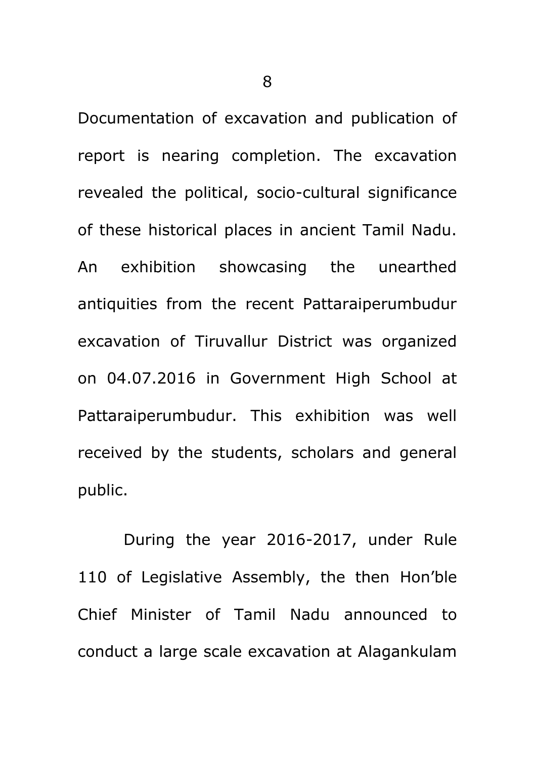Documentation of excavation and publication of report is nearing completion. The excavation revealed the political, socio-cultural significance of these historical places in ancient Tamil Nadu. An exhibition showcasing the unearthed antiquities from the recent Pattaraiperumbudur excavation of Tiruvallur District was organized on 04.07.2016 in Government High School at Pattaraiperumbudur. This exhibition was well received by the students, scholars and general public.

During the year 2016-2017, under Rule 110 of Legislative Assembly, the then Hon'ble Chief Minister of Tamil Nadu announced to conduct a large scale excavation at Alagankulam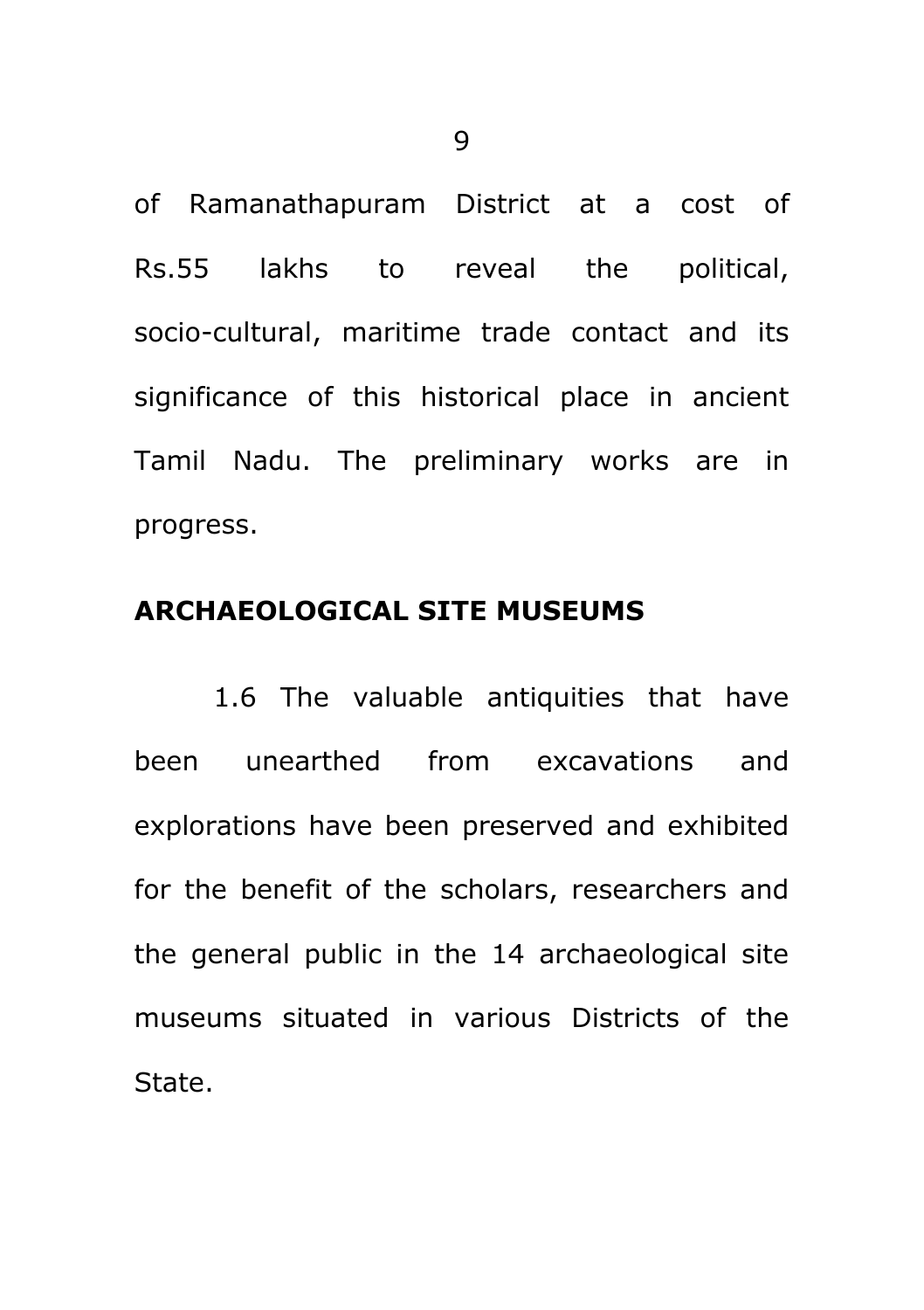of Ramanathapuram District at a cost of Rs.55 lakhs to reveal the political, socio-cultural, maritime trade contact and its significance of this historical place in ancient Tamil Nadu. The preliminary works are in progress.

**ARCHAEOLOGICAL SITE MUSEUMS**

1.6 The valuable antiquities that have been unearthed from excavations and explorations have been preserved and exhibited for the benefit of the scholars, researchers and the general public in the 14 archaeological site museums situated in various Districts of the State.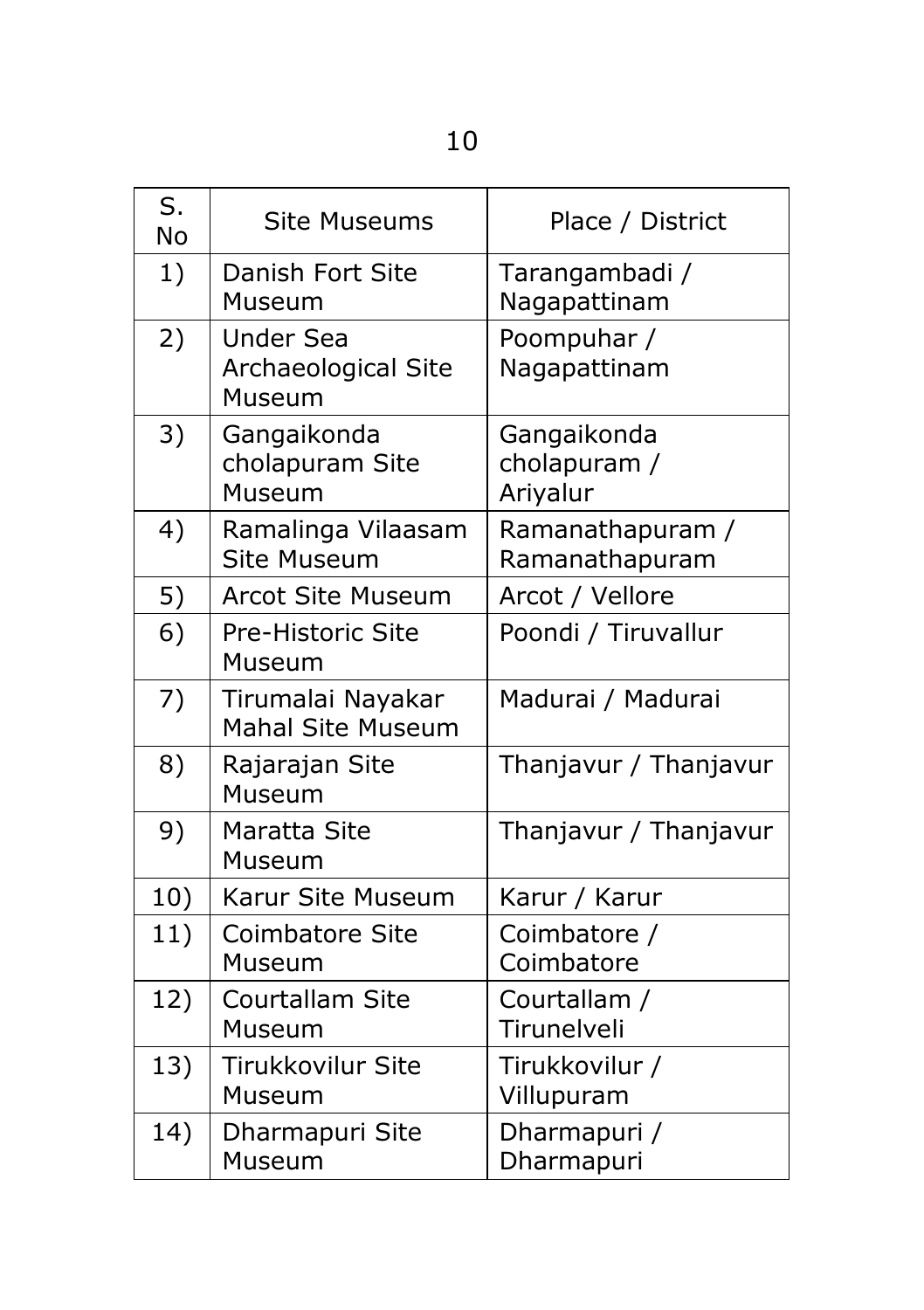| S. No | Site Museums | Place / District |
|---|---|---|
| 1) | Danish Fort Site Museum | Tarangambadi / Nagapattinam |
| 2) | Under Sea Archaeological Site Museum | Poompuhar / Nagapattinam |
| 3) | Gangaikonda cholapuram Site Museum | Gangaikonda cholapuram / Ariyalur |
| 4) | Ramalinga Vilaasam Site Museum | Ramanathapuram / Ramanathapuram |
| 5) | Arcot Site Museum | Arcot / Vellore |
| 6) | Pre-Historic Site Museum | Poondi / Tiruvallur |
| 7) | Tirumalai Nayakar Mahal Site Museum | Madurai / Madurai |
| 8) | Rajarajan Site Museum | Thanjavur / Thanjavur |
| 9) | Maratta Site Museum | Thanjavur / Thanjavur |
| 10) | Karur Site Museum | Karur / Karur |
| 11) | Coimbatore Site Museum | Coimbatore / Coimbatore |
| 12) | Courtallam Site Museum | Courtallam / Tirunelveli |
| 13) | Tirukkovilur Site Museum | Tirukkovilur / Villupuram |
| 14) | Dharmapuri Site Museum | Dharmapuri / Dharmapuri |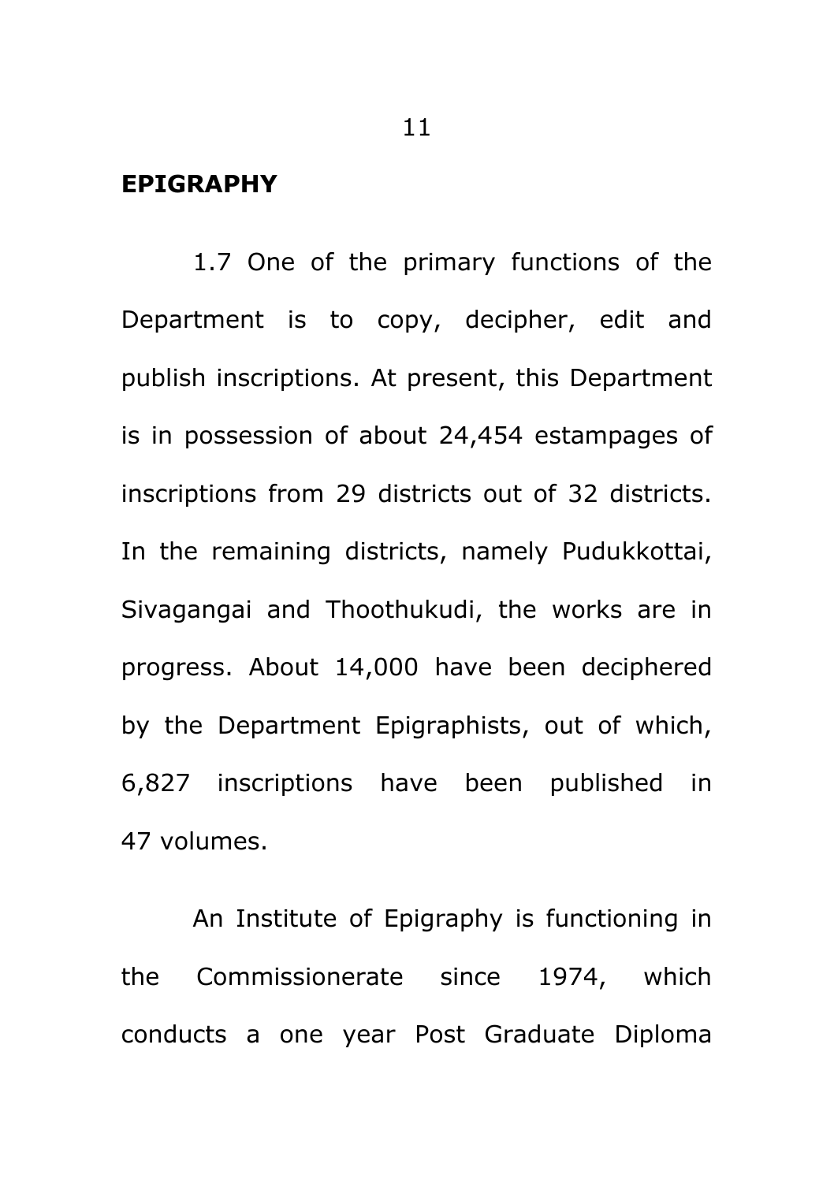**EPIGRAPHY**

1.7 One of the primary functions of the Department is to copy, decipher, edit and publish inscriptions. At present, this Department is in possession of about 24,454 estampages of inscriptions from 29 districts out of 32 districts. In the remaining districts, namely Pudukkottai, Sivagangai and Thoothukudi, the works are in progress. About 14,000 have been deciphered by the Department Epigraphists, out of which, 6,827 inscriptions have been published in 47 volumes.

An Institute of Epigraphy is functioning in the Commissionerate since 1974, which conducts a one year Post Graduate Diploma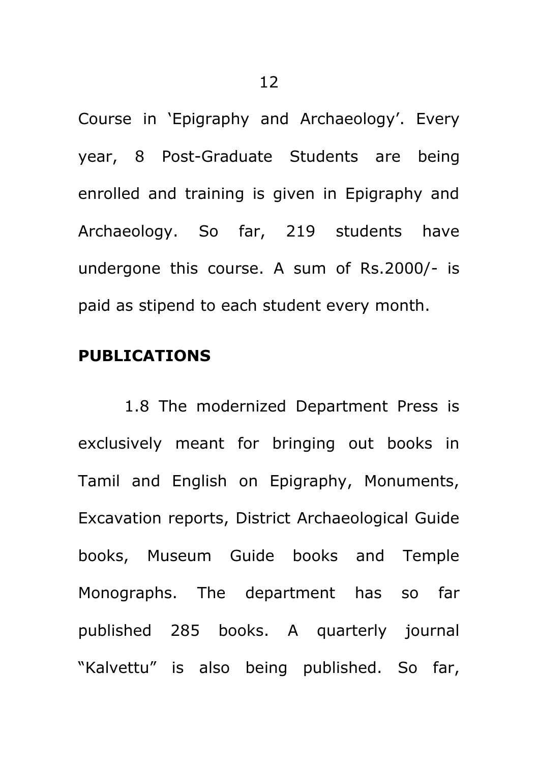Course in ‘Epigraphy and Archaeology’. Every year, 8 Post-Graduate Students are being enrolled and training is given in Epigraphy and Archaeology. So far, 219 students have undergone this course. A sum of Rs.2000/- is paid as stipend to each student every month.

**PUBLICATIONS**

1.8 The modernized Department Press is exclusively meant for bringing out books in Tamil and English on Epigraphy, Monuments, Excavation reports, District Archaeological Guide books, Museum Guide books and Temple Monographs. The department has so far published 285 books. A quarterly journal “Kalvettu” is also being published. So far,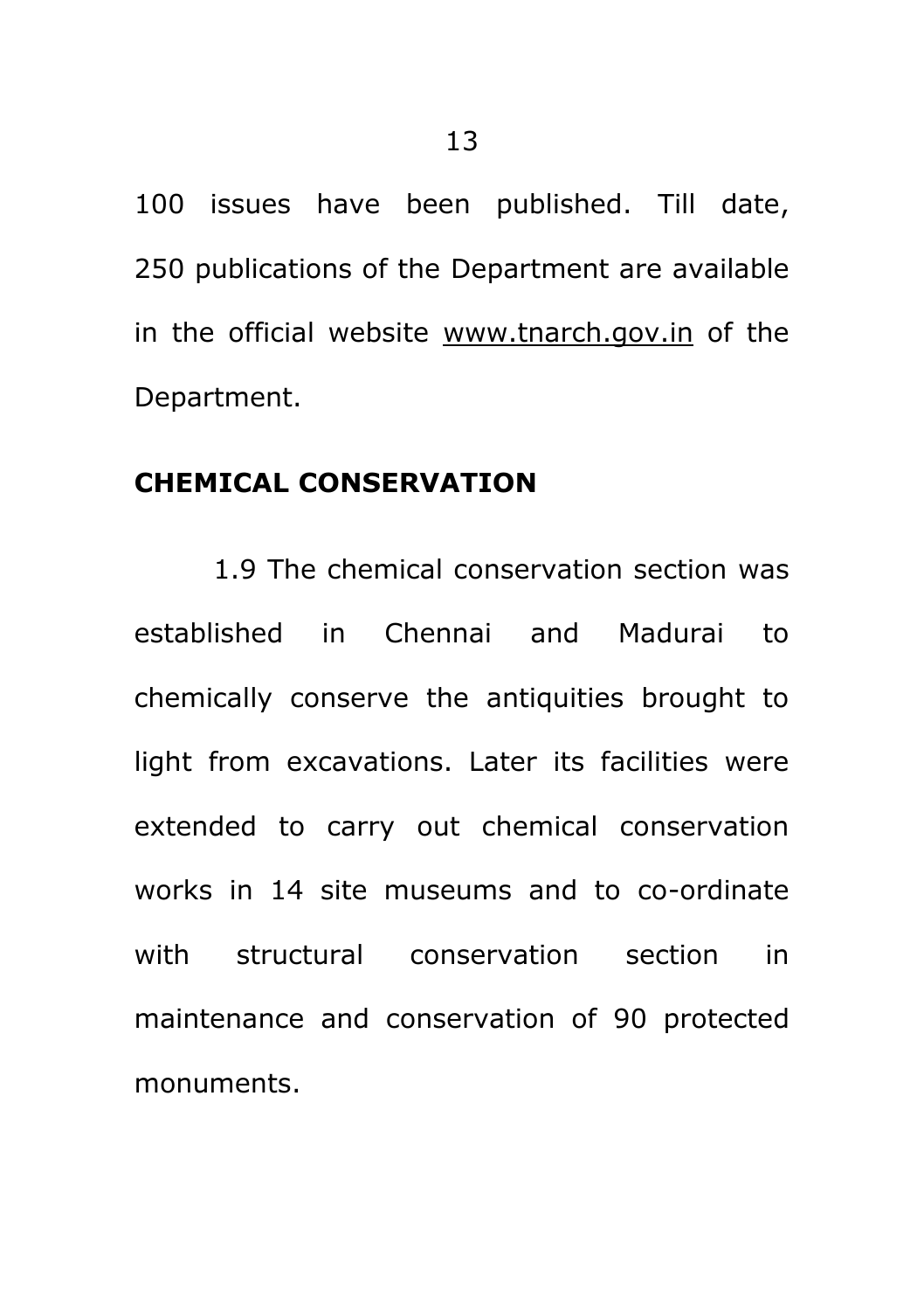100 issues have been published. Till date, 250 publications of the Department are available in the official website www.tnarch.gov.in of the Department.

## CHEMICAL CONSERVATION

1.9 The chemical conservation section was established in Chennai and Madurai to chemically conserve the antiquities brought to light from excavations. Later its facilities were extended to carry out chemical conservation works in 14 site museums and to co-ordinate with structural conservation section in maintenance and conservation of 90 protected monuments.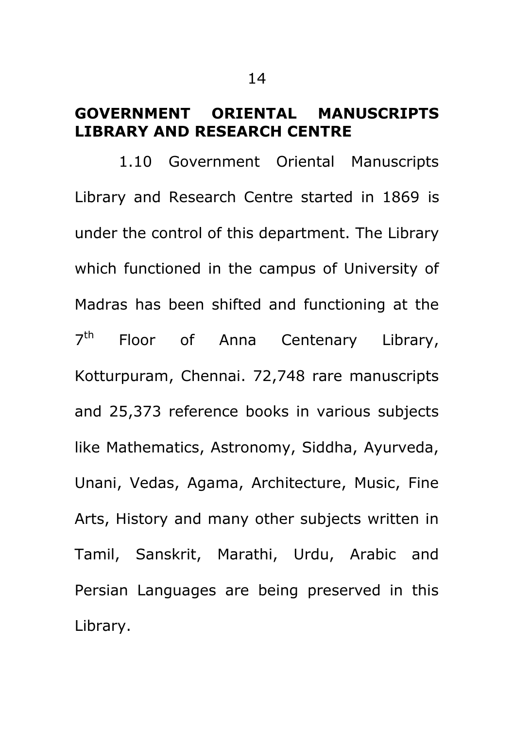## GOVERNMENT ORIENTAL MANUSCRIPTS LIBRARY AND RESEARCH CENTRE

1.10 Government Oriental Manuscripts Library and Research Centre started in 1869 is under the control of this department. The Library which functioned in the campus of University of Madras has been shifted and functioning at the 7th Floor of Anna Centenary Library, Kotturpuram, Chennai. 72,748 rare manuscripts and 25,373 reference books in various subjects like Mathematics, Astronomy, Siddha, Ayurveda, Unani, Vedas, Agama, Architecture, Music, Fine Arts, History and many other subjects written in Tamil, Sanskrit, Marathi, Urdu, Arabic and Persian Languages are being preserved in this Library.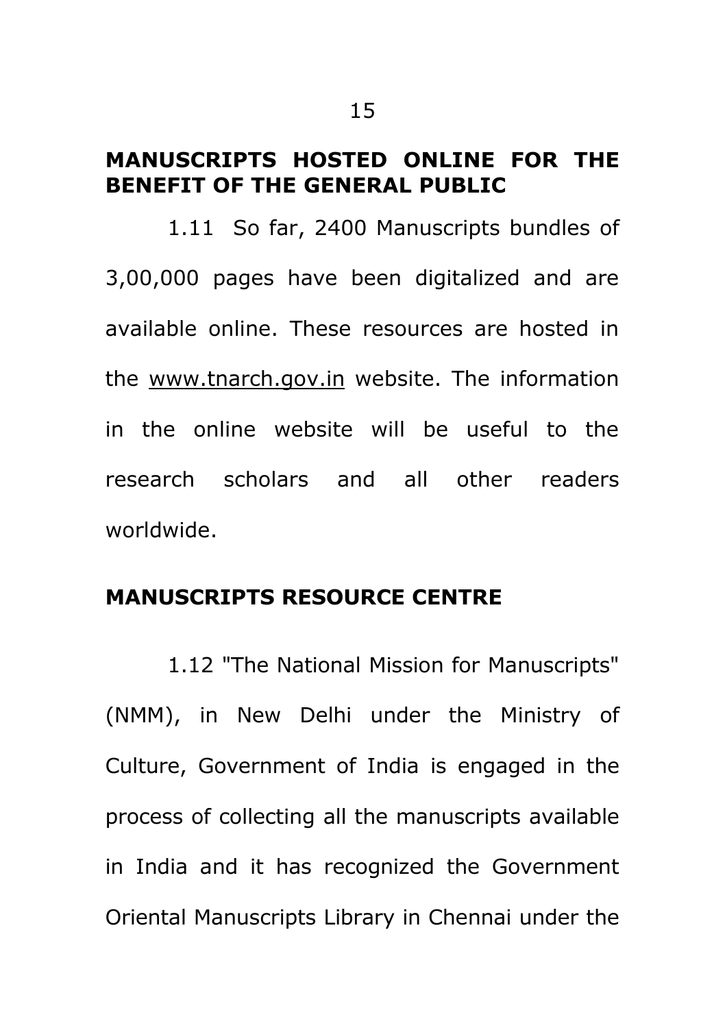## MANUSCRIPTS HOSTED ONLINE FOR THE BENEFIT OF THE GENERAL PUBLIC

1.11 So far, 2400 Manuscripts bundles of 3,00,000 pages have been digitalized and are available online. These resources are hosted in the www.tnarch.gov.in website. The information in the online website will be useful to the research scholars and all other readers worldwide.

## MANUSCRIPTS RESOURCE CENTRE

1.12 "The National Mission for Manuscripts" (NMM), in New Delhi under the Ministry of Culture, Government of India is engaged in the process of collecting all the manuscripts available in India and it has recognized the Government Oriental Manuscripts Library in Chennai under the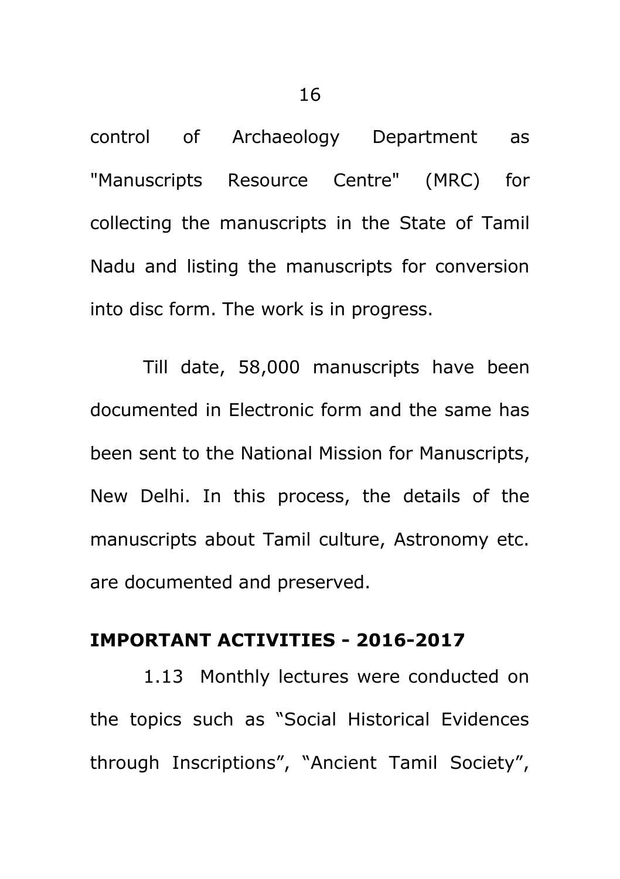control of Archaeology Department as "Manuscripts Resource Centre" (MRC) for collecting the manuscripts in the State of Tamil Nadu and listing the manuscripts for conversion into disc form. The work is in progress.

Till date, 58,000 manuscripts have been documented in Electronic form and the same has been sent to the National Mission for Manuscripts, New Delhi. In this process, the details of the manuscripts about Tamil culture, Astronomy etc. are documented and preserved.

## IMPORTANT ACTIVITIES - 2016-2017

1.13 Monthly lectures were conducted on the topics such as "Social Historical Evidences through Inscriptions", "Ancient Tamil Society",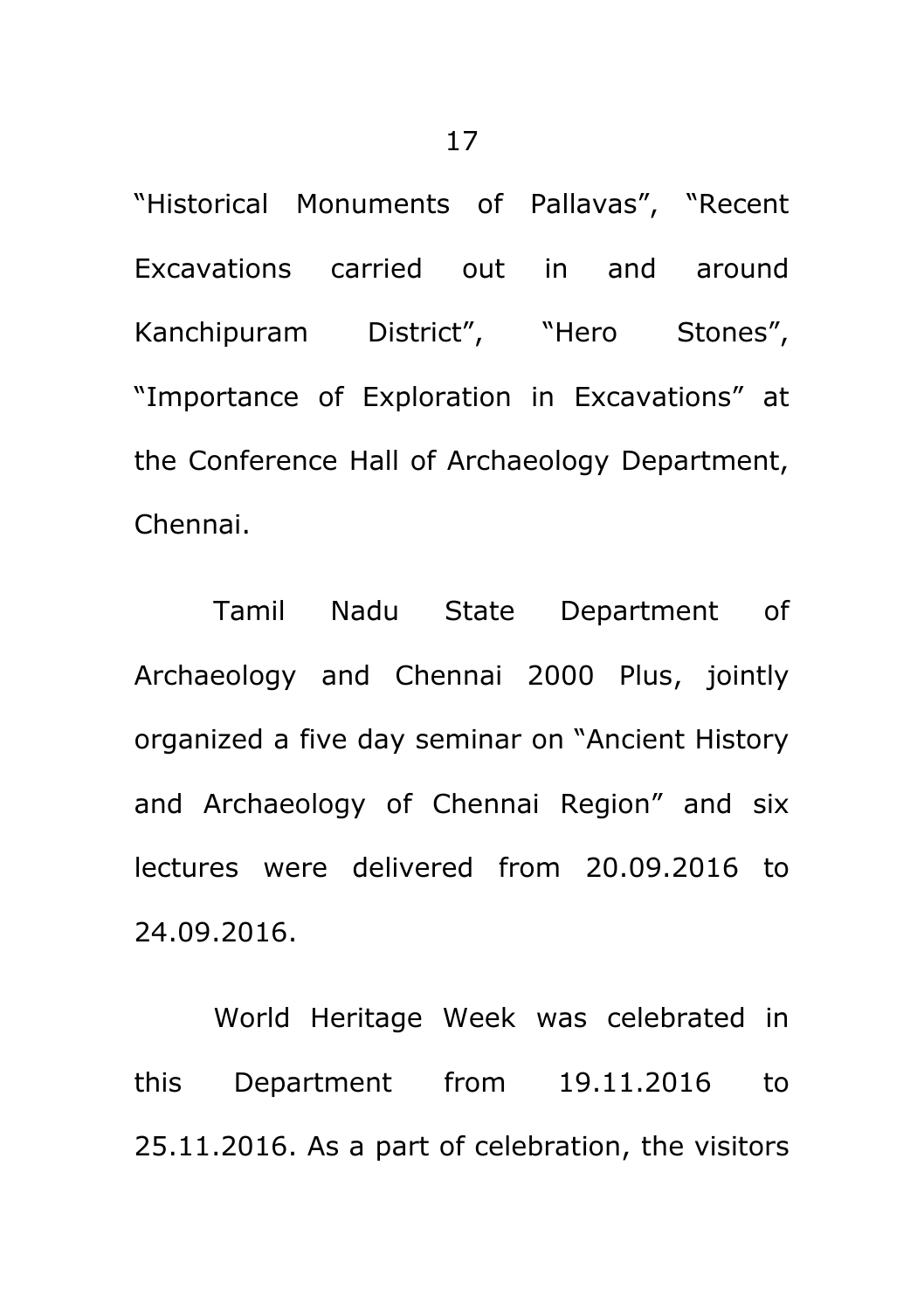"Historical Monuments of Pallavas", "Recent Excavations carried out in and around Kanchipuram District", "Hero Stones", "Importance of Exploration in Excavations" at the Conference Hall of Archaeology Department, Chennai.

Tamil Nadu State Department of Archaeology and Chennai 2000 Plus, jointly organized a five day seminar on "Ancient History and Archaeology of Chennai Region" and six lectures were delivered from 20.09.2016 to 24.09.2016.

World Heritage Week was celebrated in this Department from 19.11.2016 to 25.11.2016. As a part of celebration, the visitors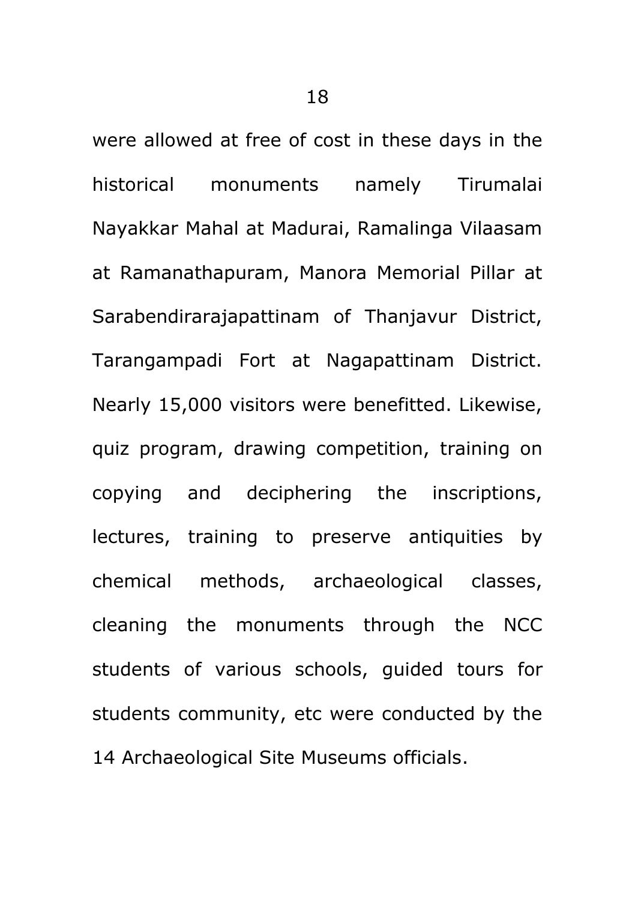were allowed at free of cost in these days in the historical monuments namely Tirumalai Nayakkar Mahal at Madurai, Ramalinga Vilaasam at Ramanathapuram, Manora Memorial Pillar at Sarabendirarajapattinam of Thanjavur District, Tarangampadi Fort at Nagapattinam District. Nearly 15,000 visitors were benefitted. Likewise, quiz program, drawing competition, training on copying and deciphering the inscriptions, lectures, training to preserve antiquities by chemical methods, archaeological classes, cleaning the monuments through the NCC students of various schools, guided tours for students community, etc were conducted by the 14 Archaeological Site Museums officials.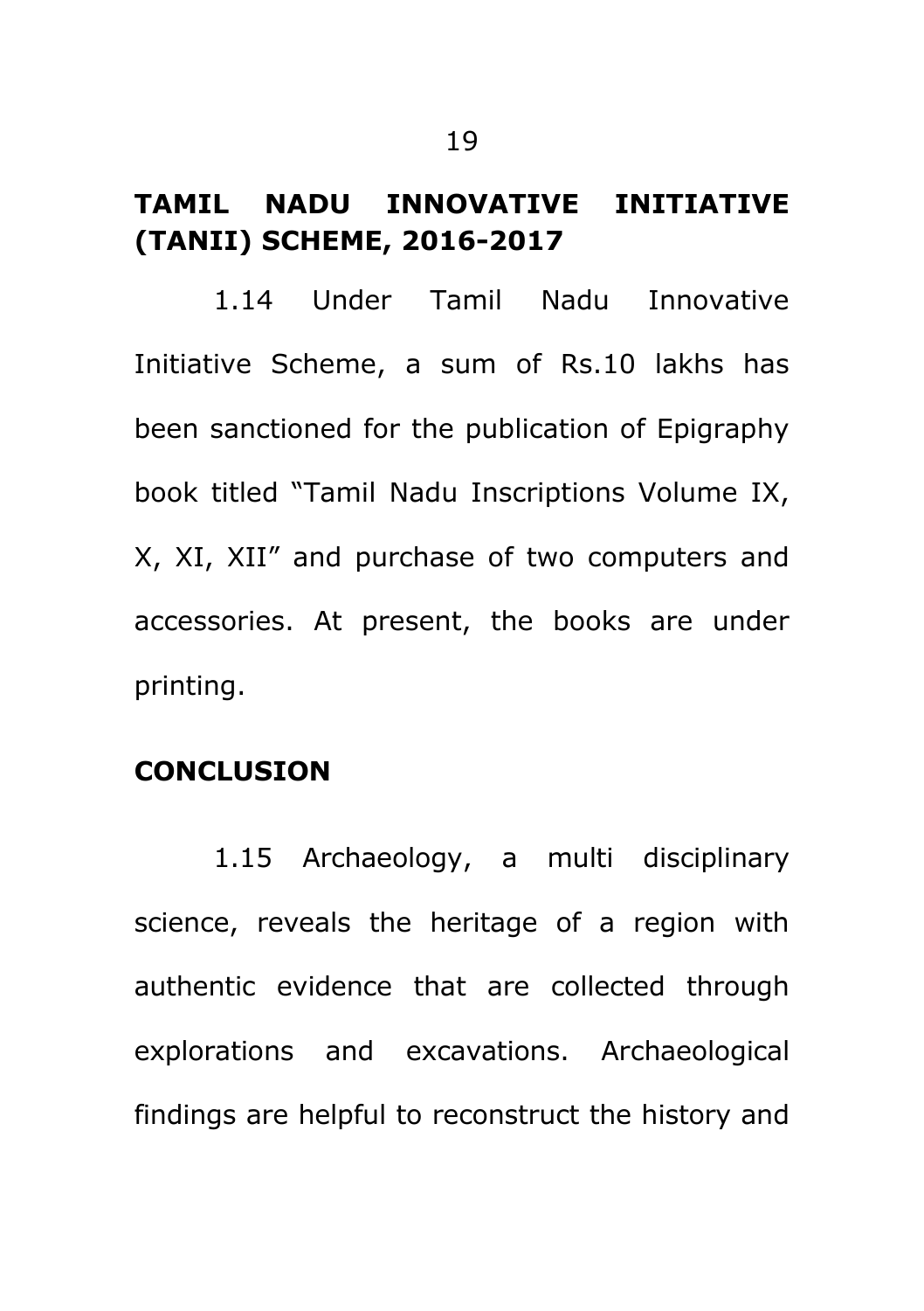## TAMIL NADU INNOVATIVE INITIATIVE (TANII) SCHEME, 2016-2017

1.14 Under Tamil Nadu Innovative Initiative Scheme, a sum of Rs.10 lakhs has been sanctioned for the publication of Epigraphy book titled "Tamil Nadu Inscriptions Volume IX, X, XI, XII" and purchase of two computers and accessories. At present, the books are under printing.

## CONCLUSION

1.15 Archaeology, a multi disciplinary science, reveals the heritage of a region with authentic evidence that are collected through explorations and excavations. Archaeological findings are helpful to reconstruct the history and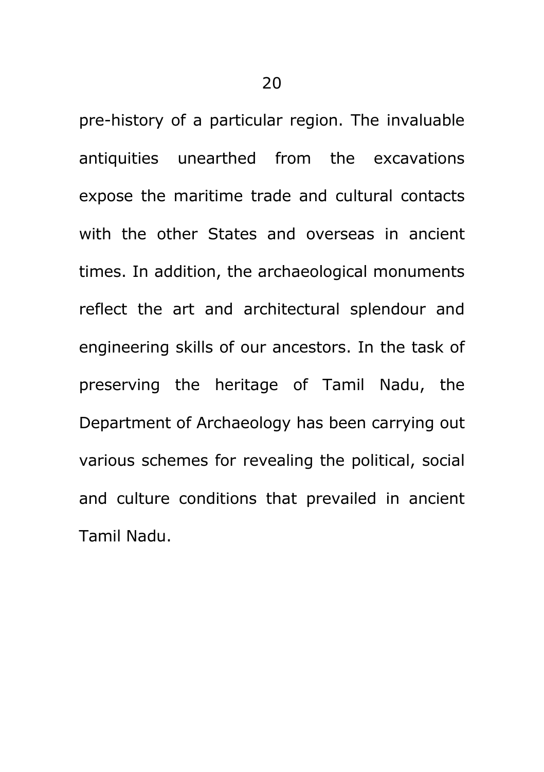pre-history of a particular region. The invaluable antiquities unearthed from the excavations expose the maritime trade and cultural contacts with the other States and overseas in ancient times. In addition, the archaeological monuments reflect the art and architectural splendour and engineering skills of our ancestors. In the task of preserving the heritage of Tamil Nadu, the Department of Archaeology has been carrying out various schemes for revealing the political, social and culture conditions that prevailed in ancient Tamil Nadu.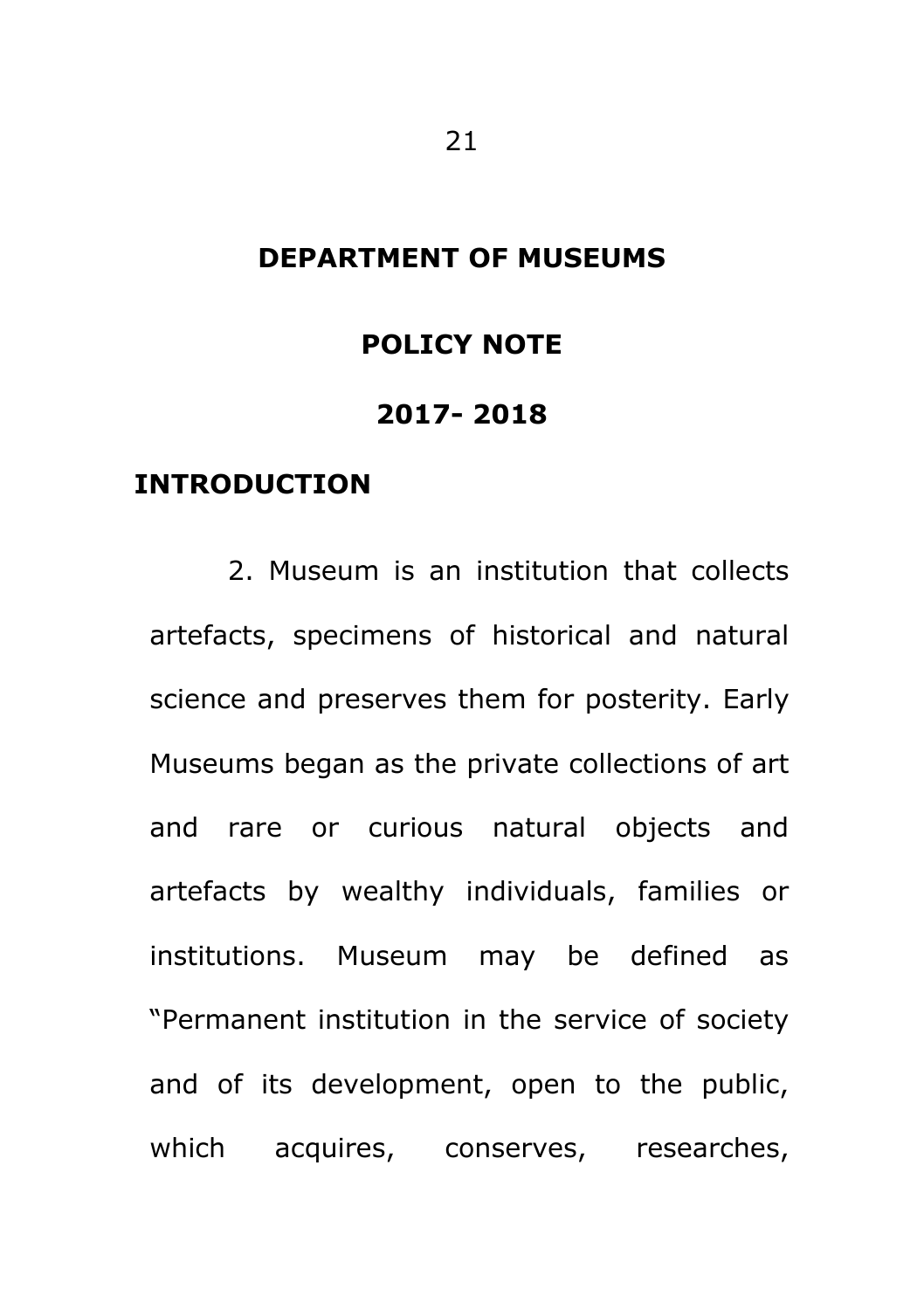# DEPARTMENT OF MUSEUMS

## POLICY NOTE

## 2017- 2018

### INTRODUCTION

2. Museum is an institution that collects artefacts, specimens of historical and natural science and preserves them for posterity. Early Museums began as the private collections of art and rare or curious natural objects and artefacts by wealthy individuals, families or institutions. Museum may be defined as "Permanent institution in the service of society and of its development, open to the public, which acquires, conserves, researches,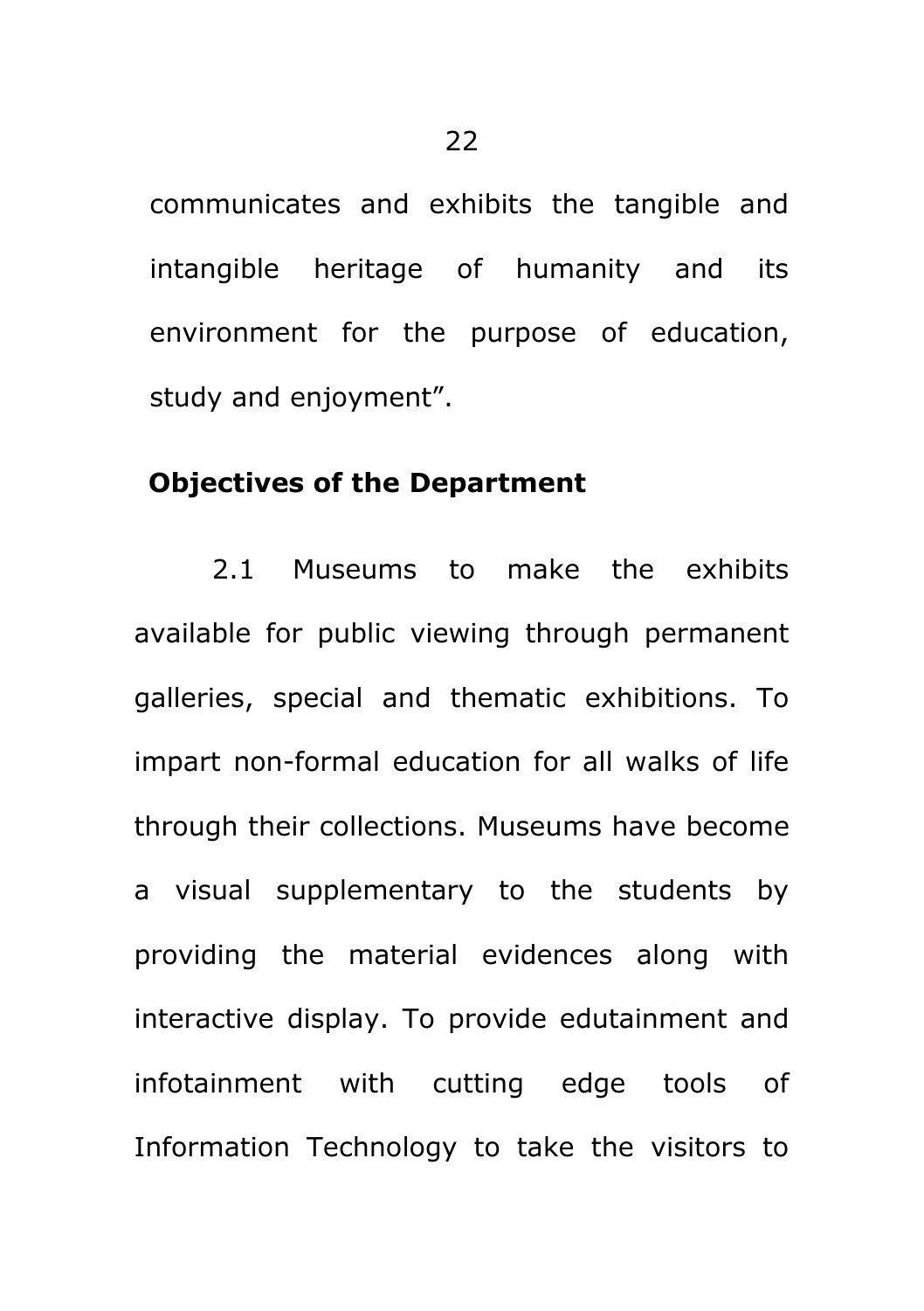communicates and exhibits the tangible and intangible heritage of humanity and its environment for the purpose of education, study and enjoyment".

**Objectives of the Department**

2.1 Museums to make the exhibits available for public viewing through permanent galleries, special and thematic exhibitions. To impart non-formal education for all walks of life through their collections. Museums have become a visual supplementary to the students by providing the material evidences along with interactive display. To provide edutainment and infotainment with cutting edge tools of Information Technology to take the visitors to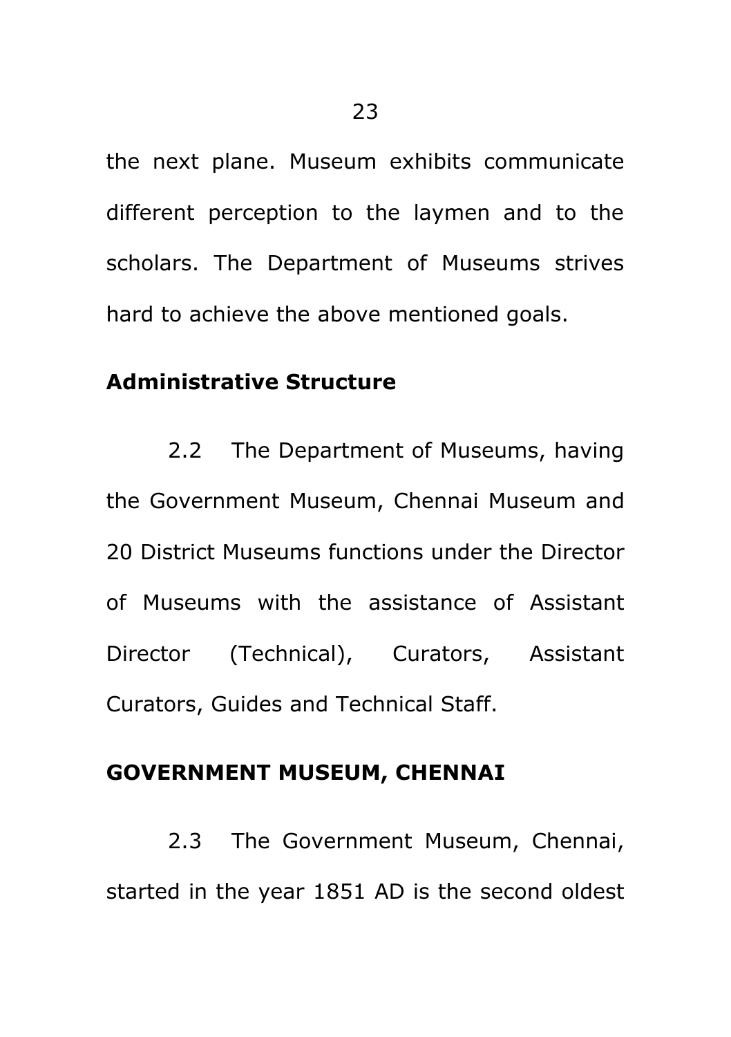the next plane. Museum exhibits communicate different perception to the laymen and to the scholars. The Department of Museums strives hard to achieve the above mentioned goals.

## Administrative Structure

2.2 The Department of Museums, having the Government Museum, Chennai Museum and 20 District Museums functions under the Director of Museums with the assistance of Assistant Director (Technical), Curators, Assistant Curators, Guides and Technical Staff.

## GOVERNMENT MUSEUM, CHENNAI

2.3 The Government Museum, Chennai, started in the year 1851 AD is the second oldest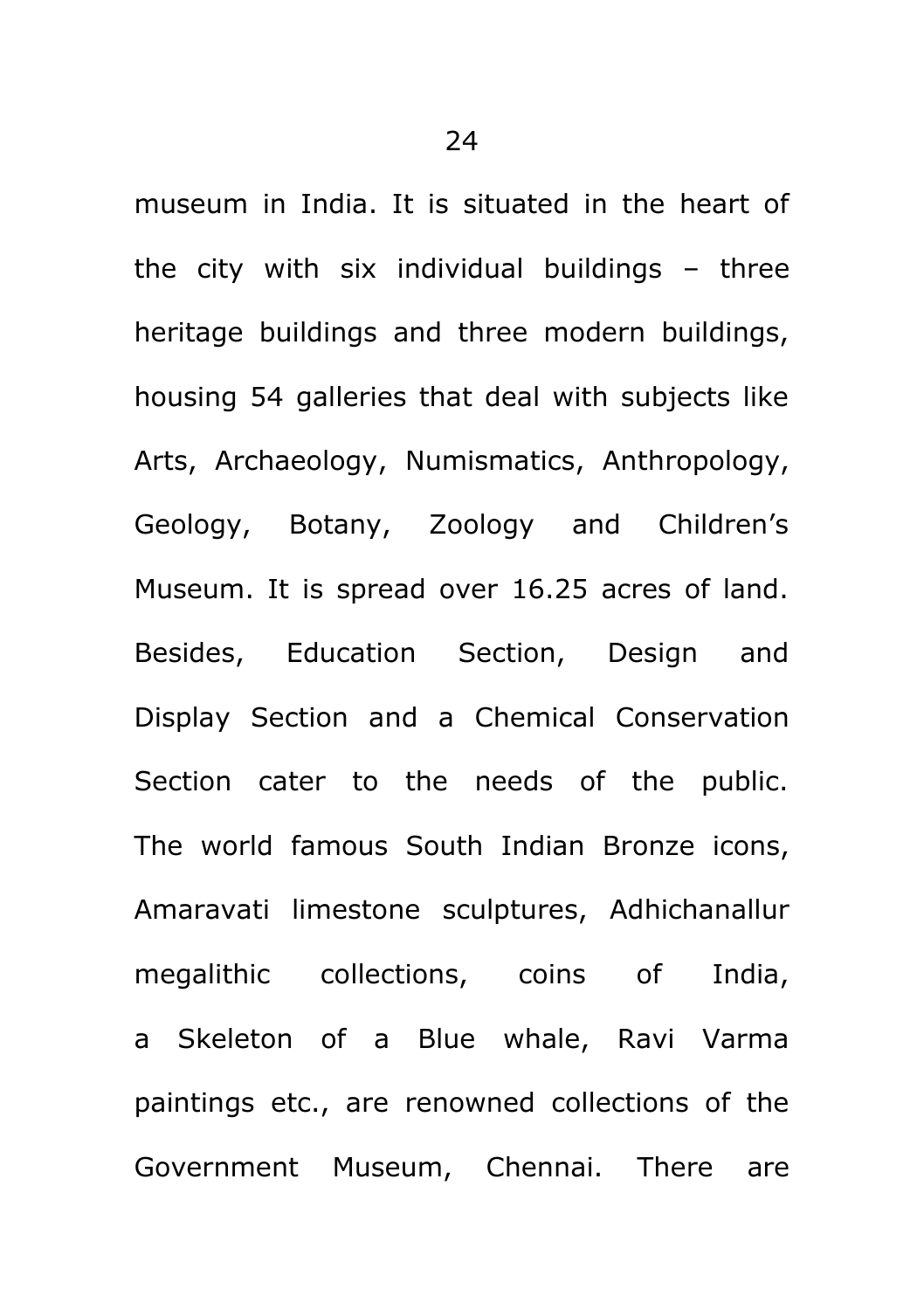museum in India. It is situated in the heart of the city with six individual buildings – three heritage buildings and three modern buildings, housing 54 galleries that deal with subjects like Arts, Archaeology, Numismatics, Anthropology, Geology, Botany, Zoology and Children's Museum. It is spread over 16.25 acres of land. Besides, Education Section, Design and Display Section and a Chemical Conservation Section cater to the needs of the public. The world famous South Indian Bronze icons, Amaravati limestone sculptures, Adhichanallur megalithic collections, coins of India, a Skeleton of a Blue whale, Ravi Varma paintings etc., are renowned collections of the Government Museum, Chennai. There are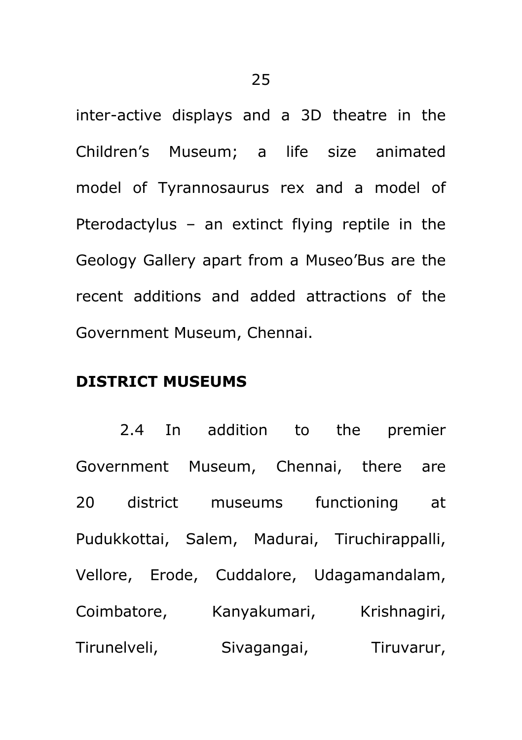inter-active displays and a 3D theatre in the Children's Museum; a life size animated model of Tyrannosaurus rex and a model of Pterodactylus – an extinct flying reptile in the Geology Gallery apart from a Museo'Bus are the recent additions and added attractions of the Government Museum, Chennai.

## DISTRICT MUSEUMS

2.4 In addition to the premier Government Museum, Chennai, there are 20 district museums functioning at Pudukkottai, Salem, Madurai, Tiruchirappalli, Vellore, Erode, Cuddalore, Udagamandalam, Coimbatore, Kanyakumari, Krishnagiri, Tirunelveli, Sivagangai, Tiruvarur,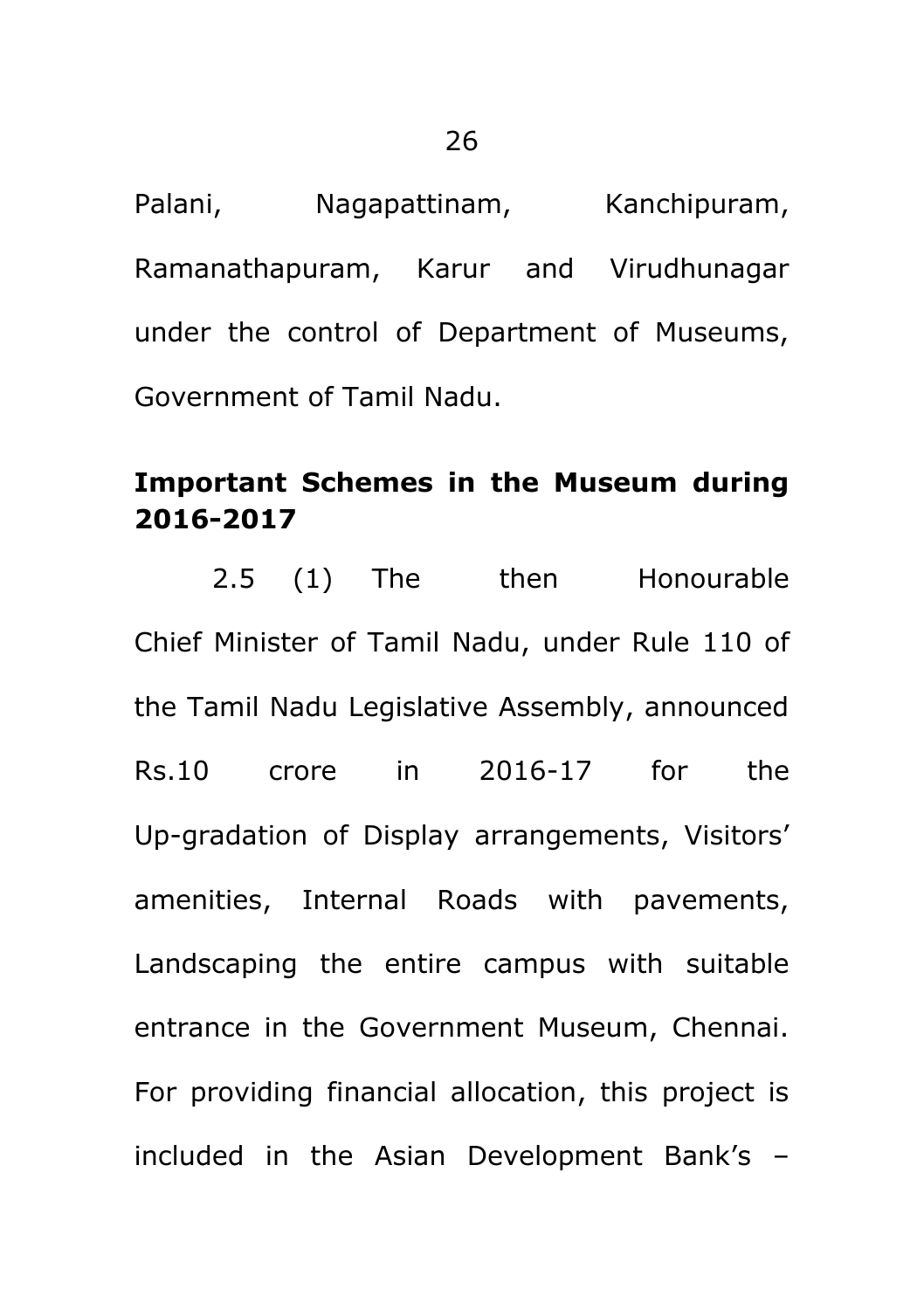Palani, Nagapattinam, Kanchipuram, Ramanathapuram, Karur and Virudhunagar under the control of Department of Museums, Government of Tamil Nadu.

**Important Schemes in the Museum during 2016-2017**

2.5 (1) The then Honourable Chief Minister of Tamil Nadu, under Rule 110 of the Tamil Nadu Legislative Assembly, announced Rs.10 crore in 2016-17 for the Up-gradation of Display arrangements, Visitors' amenities, Internal Roads with pavements, Landscaping the entire campus with suitable entrance in the Government Museum, Chennai. For providing financial allocation, this project is included in the Asian Development Bank's –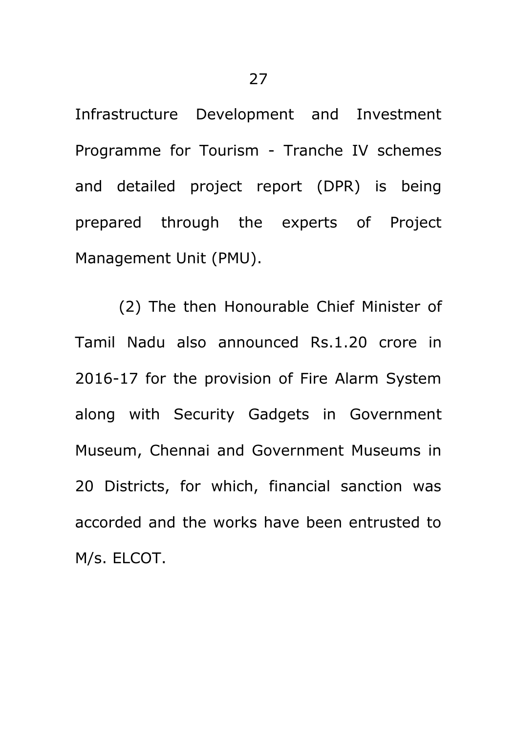Infrastructure Development and Investment Programme for Tourism - Tranche IV schemes and detailed project report (DPR) is being prepared through the experts of Project Management Unit (PMU).

(2) The then Honourable Chief Minister of Tamil Nadu also announced Rs.1.20 crore in 2016-17 for the provision of Fire Alarm System along with Security Gadgets in Government Museum, Chennai and Government Museums in 20 Districts, for which, financial sanction was accorded and the works have been entrusted to M/s. ELCOT.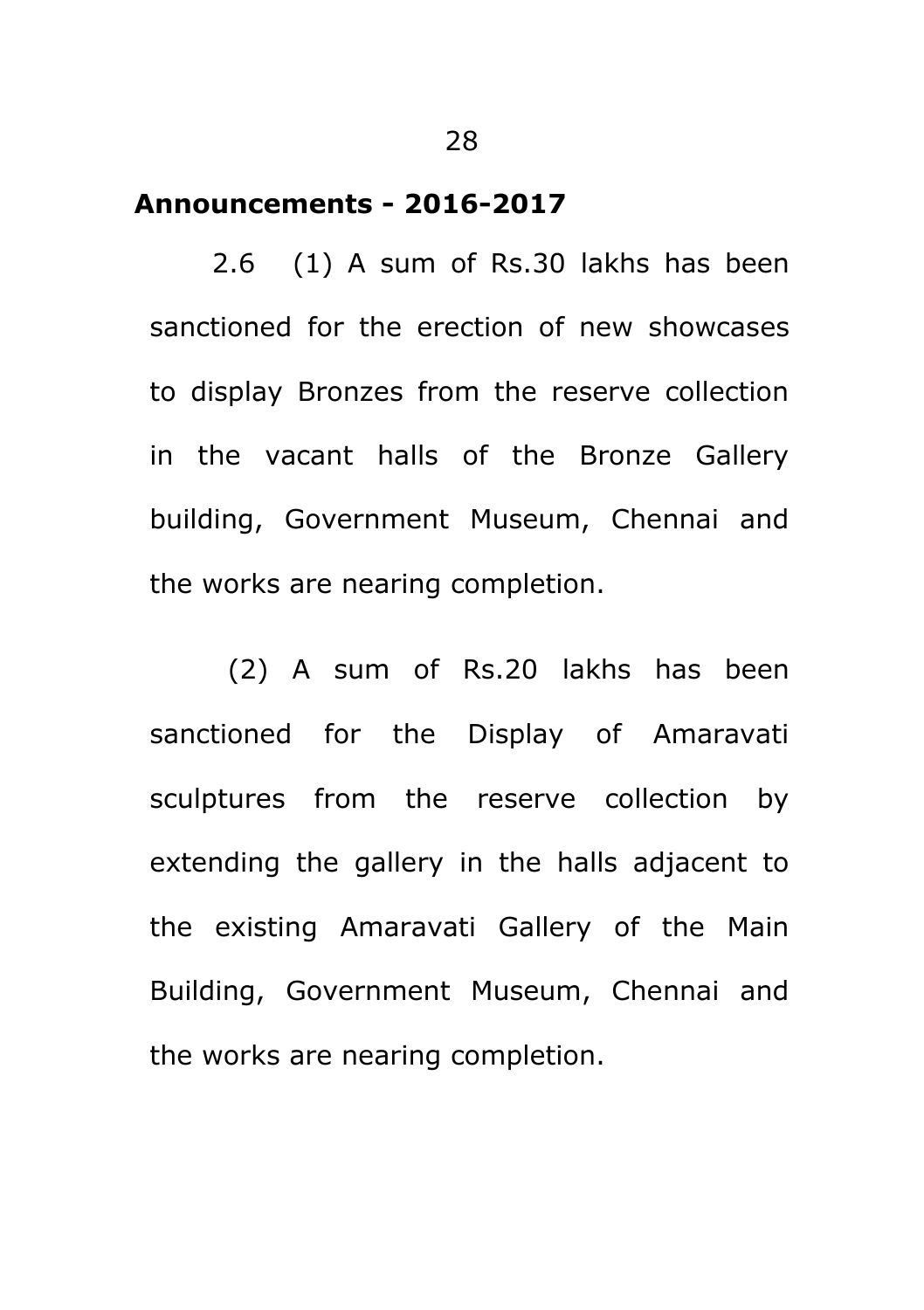**Announcements - 2016-2017**

2.6 (1) A sum of Rs.30 lakhs has been sanctioned for the erection of new showcases to display Bronzes from the reserve collection in the vacant halls of the Bronze Gallery building, Government Museum, Chennai and the works are nearing completion.

(2) A sum of Rs.20 lakhs has been sanctioned for the Display of Amaravati sculptures from the reserve collection by extending the gallery in the halls adjacent to the existing Amaravati Gallery of the Main Building, Government Museum, Chennai and the works are nearing completion.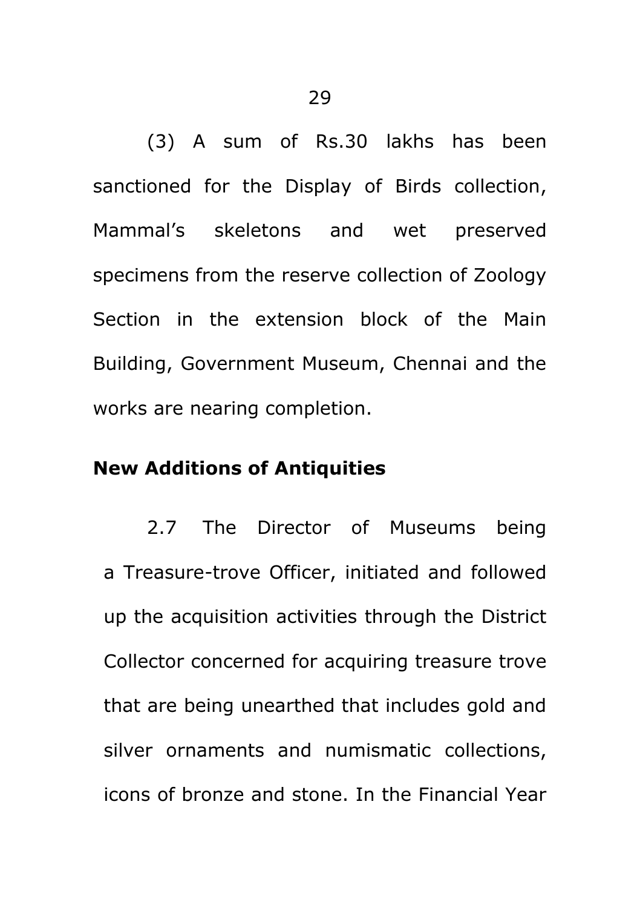(3) A sum of Rs.30 lakhs has been sanctioned for the Display of Birds collection, Mammal's skeletons and wet preserved specimens from the reserve collection of Zoology Section in the extension block of the Main Building, Government Museum, Chennai and the works are nearing completion.

**New Additions of Antiquities**

2.7 The Director of Museums being a Treasure-trove Officer, initiated and followed up the acquisition activities through the District Collector concerned for acquiring treasure trove that are being unearthed that includes gold and silver ornaments and numismatic collections, icons of bronze and stone. In the Financial Year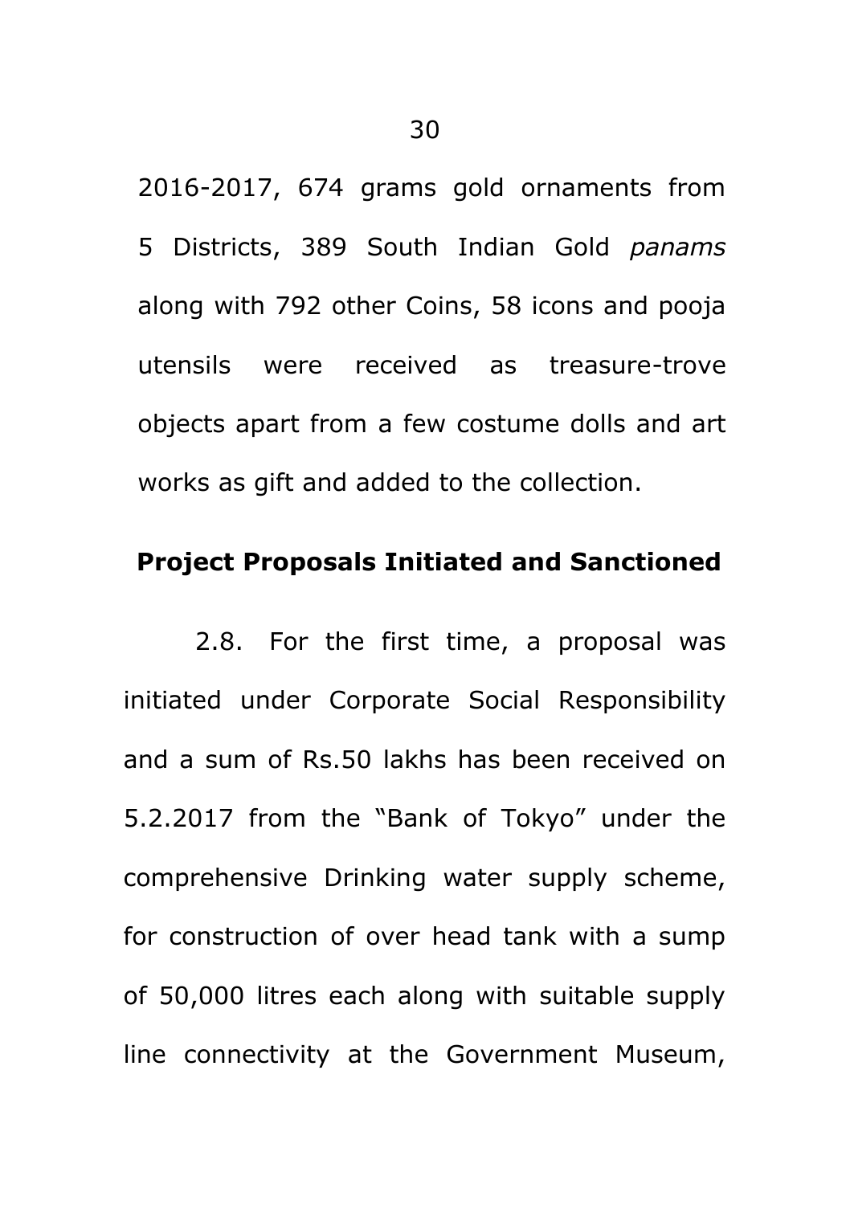2016-2017, 674 grams gold ornaments from 5 Districts, 389 South Indian Gold *panams* along with 792 other Coins, 58 icons and pooja utensils were received as treasure-trove objects apart from a few costume dolls and art works as gift and added to the collection.

## Project Proposals Initiated and Sanctioned

2.8. For the first time, a proposal was initiated under Corporate Social Responsibility and a sum of Rs.50 lakhs has been received on 5.2.2017 from the "Bank of Tokyo" under the comprehensive Drinking water supply scheme, for construction of over head tank with a sump of 50,000 litres each along with suitable supply line connectivity at the Government Museum,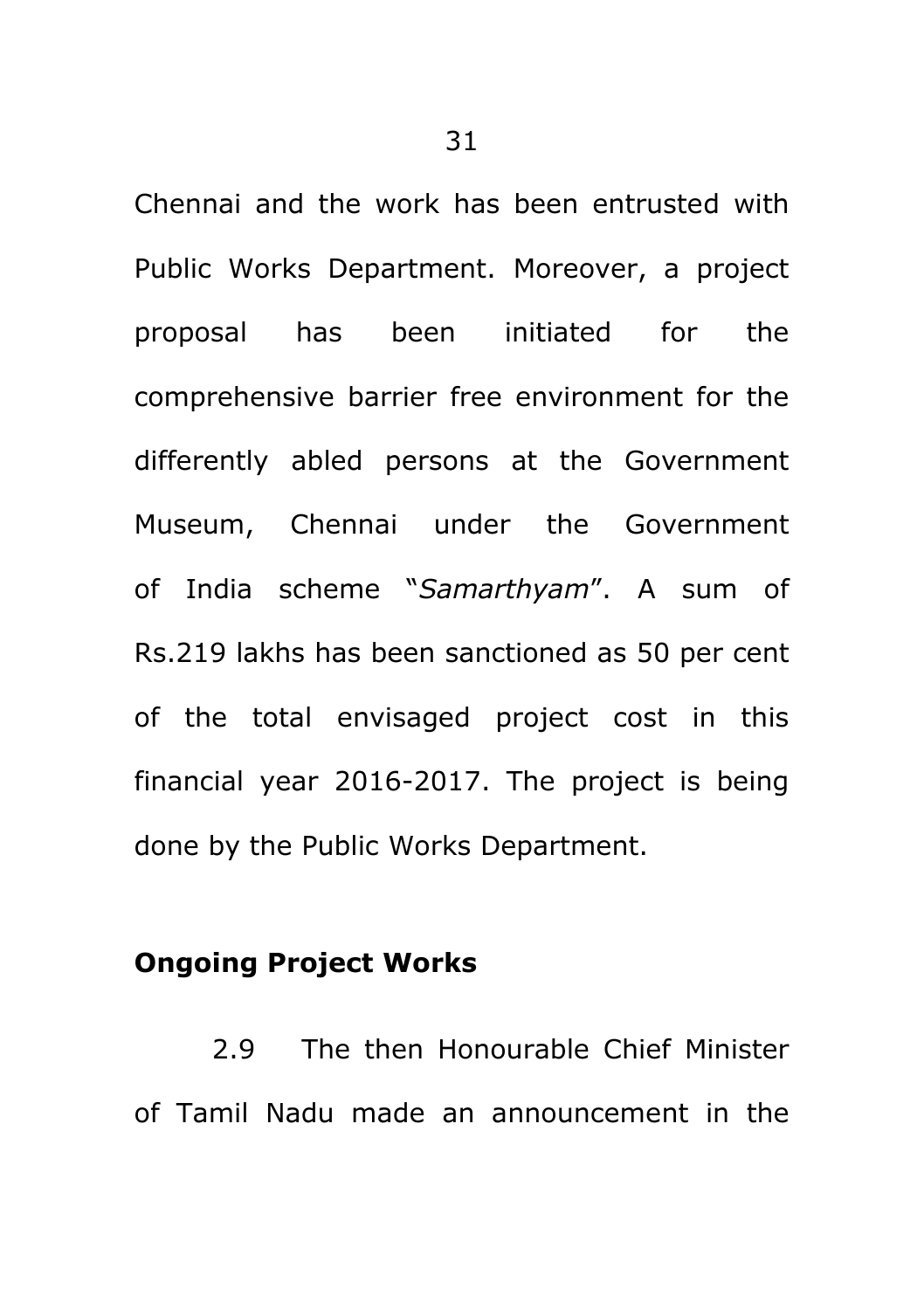Chennai and the work has been entrusted with Public Works Department. Moreover, a project proposal has been initiated for the comprehensive barrier free environment for the differently abled persons at the Government Museum, Chennai under the Government of India scheme "*Samarthyam*". A sum of Rs.219 lakhs has been sanctioned as 50 per cent of the total envisaged project cost in this financial year 2016-2017. The project is being done by the Public Works Department.

**Ongoing Project Works**

2.9 The then Honourable Chief Minister of Tamil Nadu made an announcement in the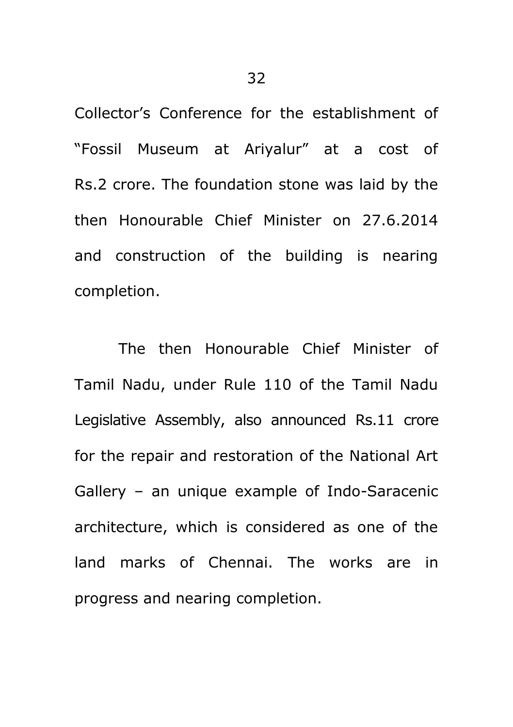Collector’s Conference for the establishment of “Fossil Museum at Ariyalur” at a cost of Rs.2 crore. The foundation stone was laid by the then Honourable Chief Minister on 27.6.2014 and construction of the building is nearing completion.

The then Honourable Chief Minister of Tamil Nadu, under Rule 110 of the Tamil Nadu Legislative Assembly, also announced Rs.11 crore for the repair and restoration of the National Art Gallery – an unique example of Indo-Saracenic architecture, which is considered as one of the land marks of Chennai. The works are in progress and nearing completion.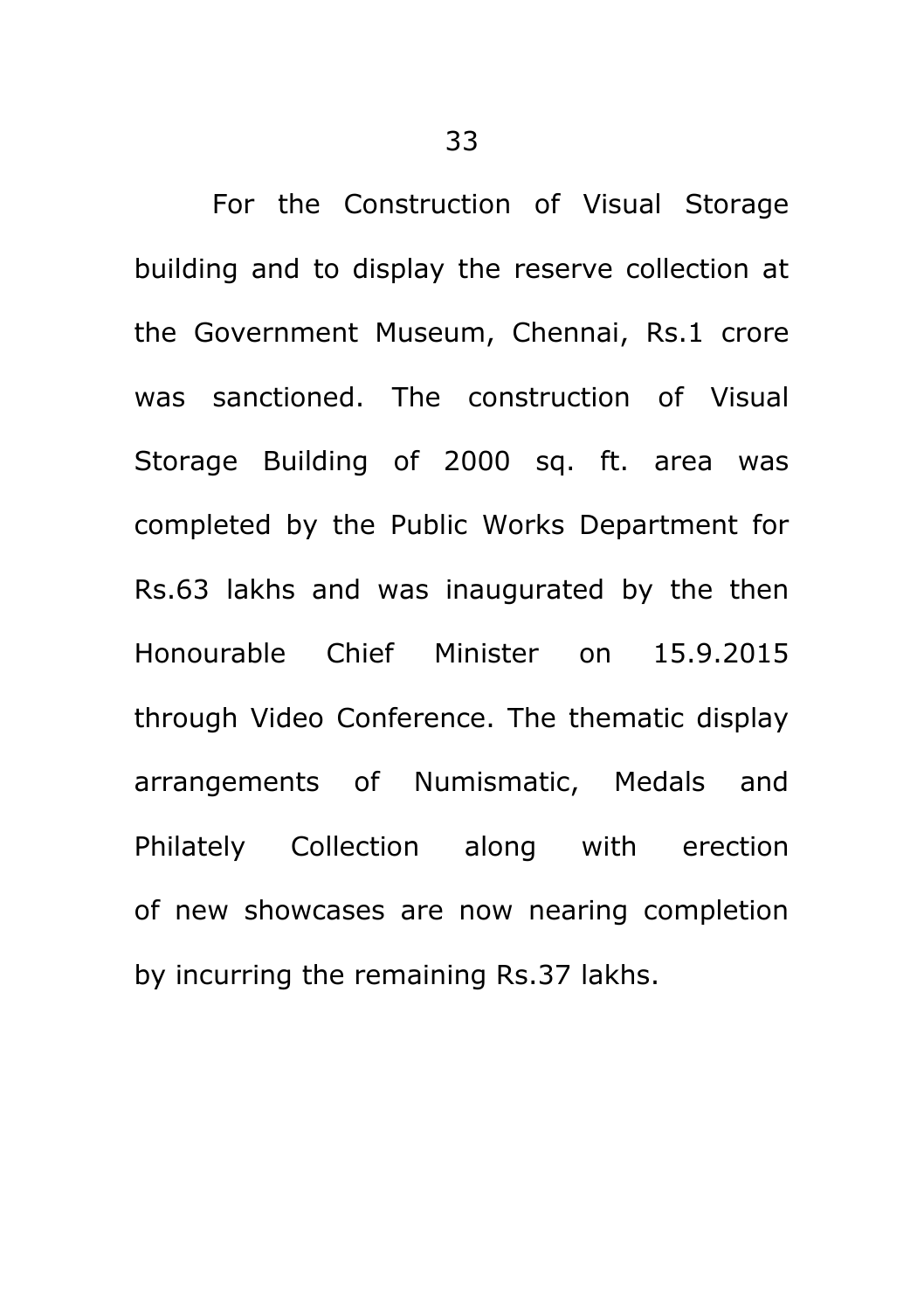For the Construction of Visual Storage building and to display the reserve collection at the Government Museum, Chennai, Rs.1 crore was sanctioned. The construction of Visual Storage Building of 2000 sq. ft. area was completed by the Public Works Department for Rs.63 lakhs and was inaugurated by the then Honourable Chief Minister on 15.9.2015 through Video Conference. The thematic display arrangements of Numismatic, Medals and Philately Collection along with erection of new showcases are now nearing completion by incurring the remaining Rs.37 lakhs.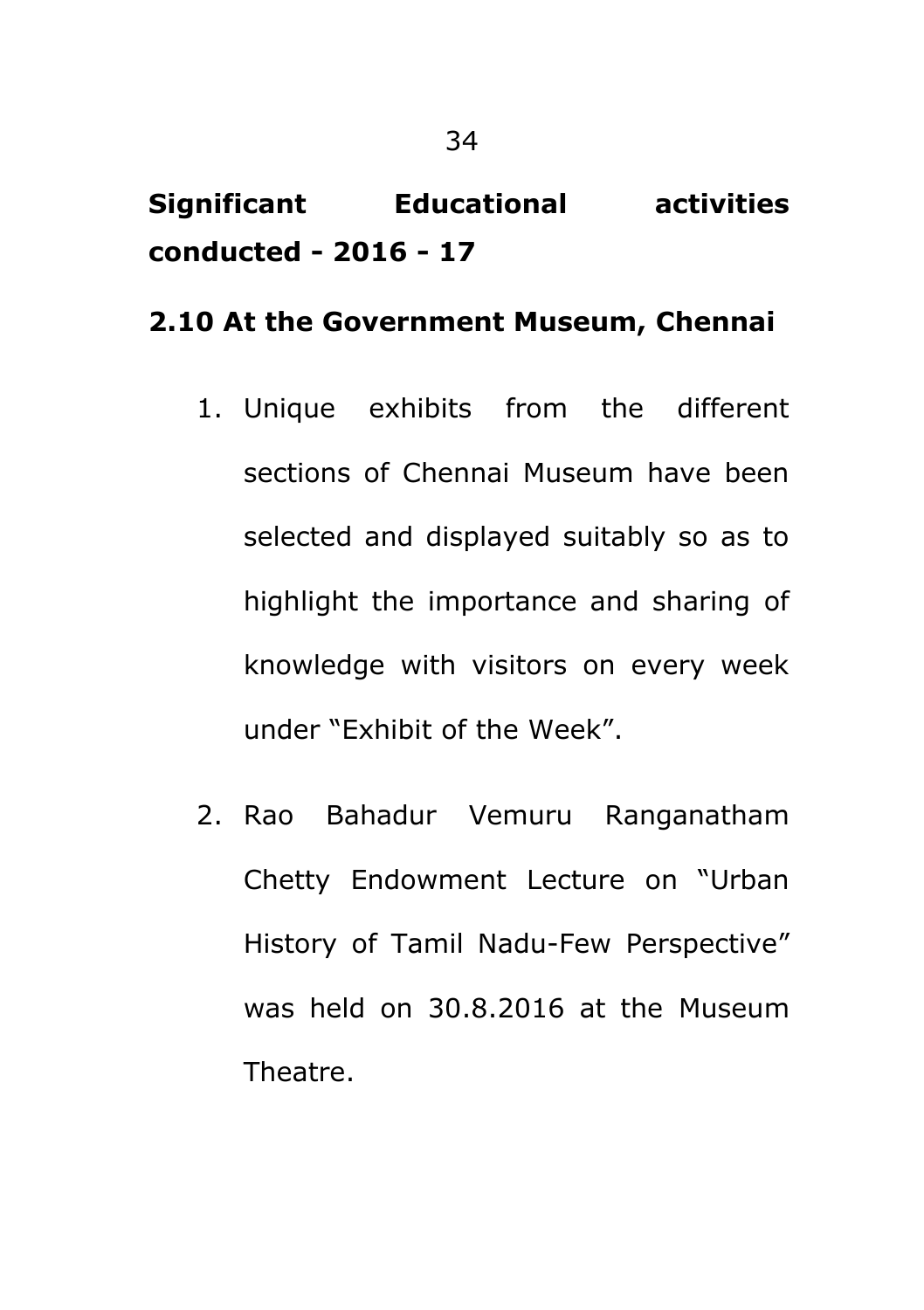**Significant Educational activities conducted - 2016 - 17**

## 2.10 At the Government Museum, Chennai

1. Unique exhibits from the different sections of Chennai Museum have been selected and displayed suitably so as to highlight the importance and sharing of knowledge with visitors on every week under "Exhibit of the Week".

2. Rao Bahadur Vemuru Ranganatham Chetty Endowment Lecture on "Urban History of Tamil Nadu-Few Perspective" was held on 30.8.2016 at the Museum Theatre.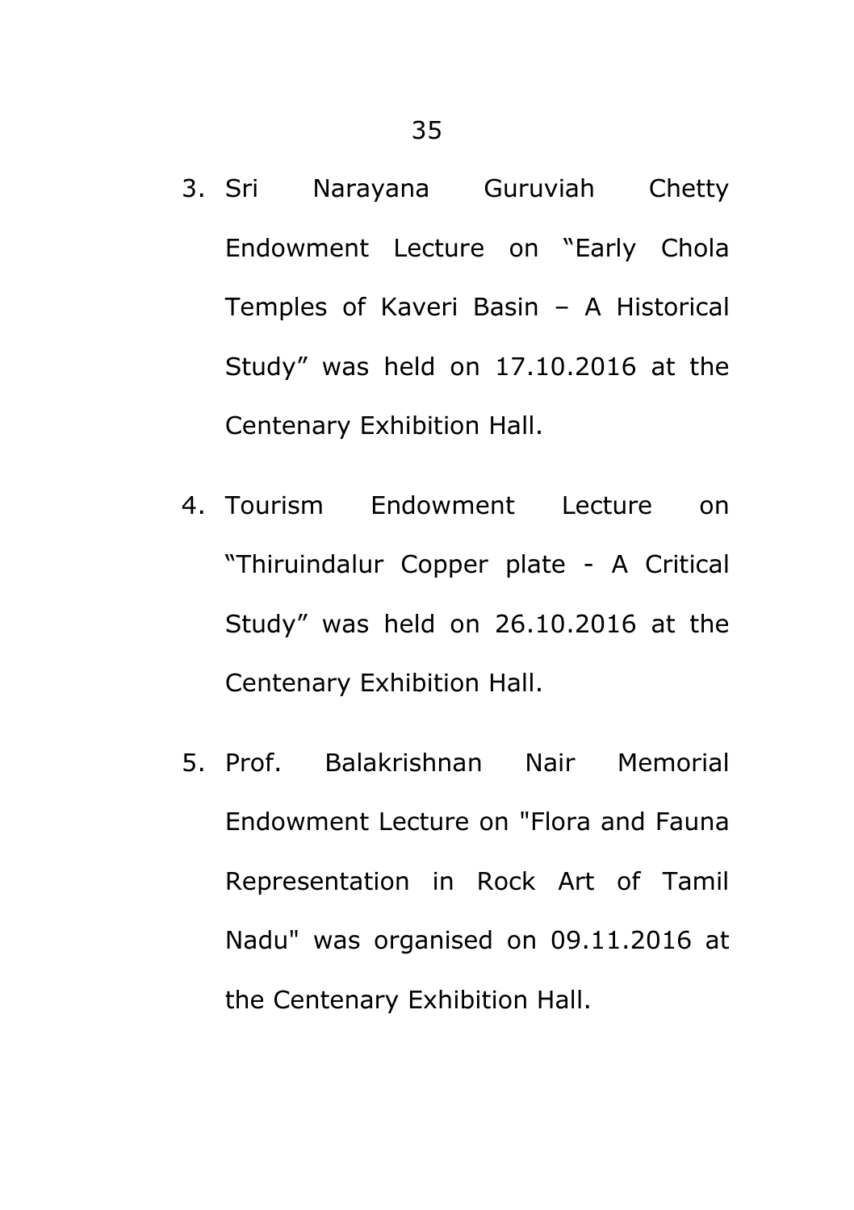3. Sri Narayana Guruviah Chetty Endowment Lecture on "Early Chola Temples of Kaveri Basin – A Historical Study" was held on 17.10.2016 at the Centenary Exhibition Hall.

4. Tourism Endowment Lecture on "Thiruindalur Copper plate - A Critical Study" was held on 26.10.2016 at the Centenary Exhibition Hall.

5. Prof. Balakrishnan Nair Memorial Endowment Lecture on "Flora and Fauna Representation in Rock Art of Tamil Nadu" was organised on 09.11.2016 at the Centenary Exhibition Hall.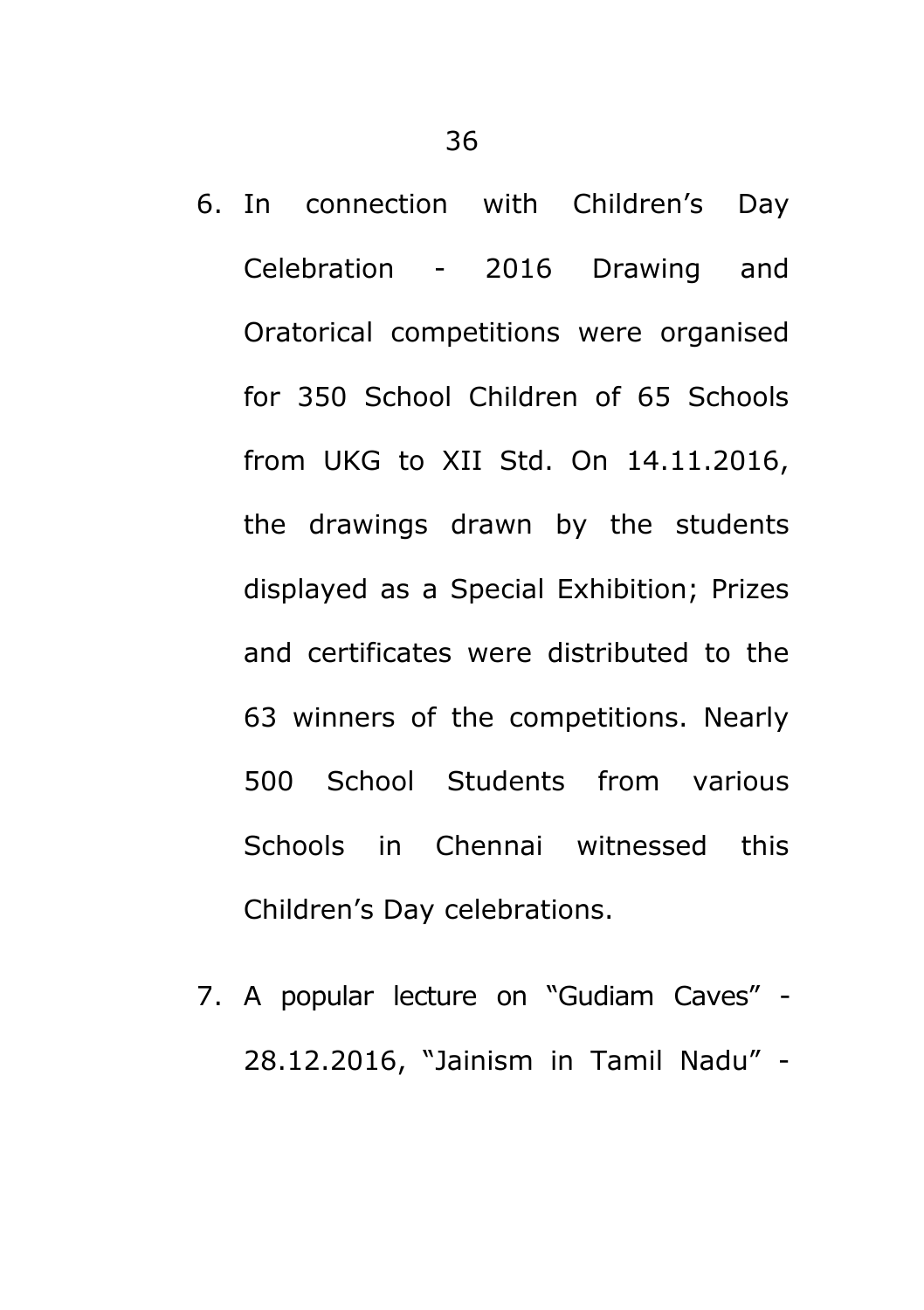6. In connection with Children's Day Celebration - 2016 Drawing and Oratorical competitions were organised for 350 School Children of 65 Schools from UKG to XII Std. On 14.11.2016, the drawings drawn by the students displayed as a Special Exhibition; Prizes and certificates were distributed to the 63 winners of the competitions. Nearly 500 School Students from various Schools in Chennai witnessed this Children's Day celebrations.

7. A popular lecture on "Gudiam Caves" - 28.12.2016, "Jainism in Tamil Nadu" -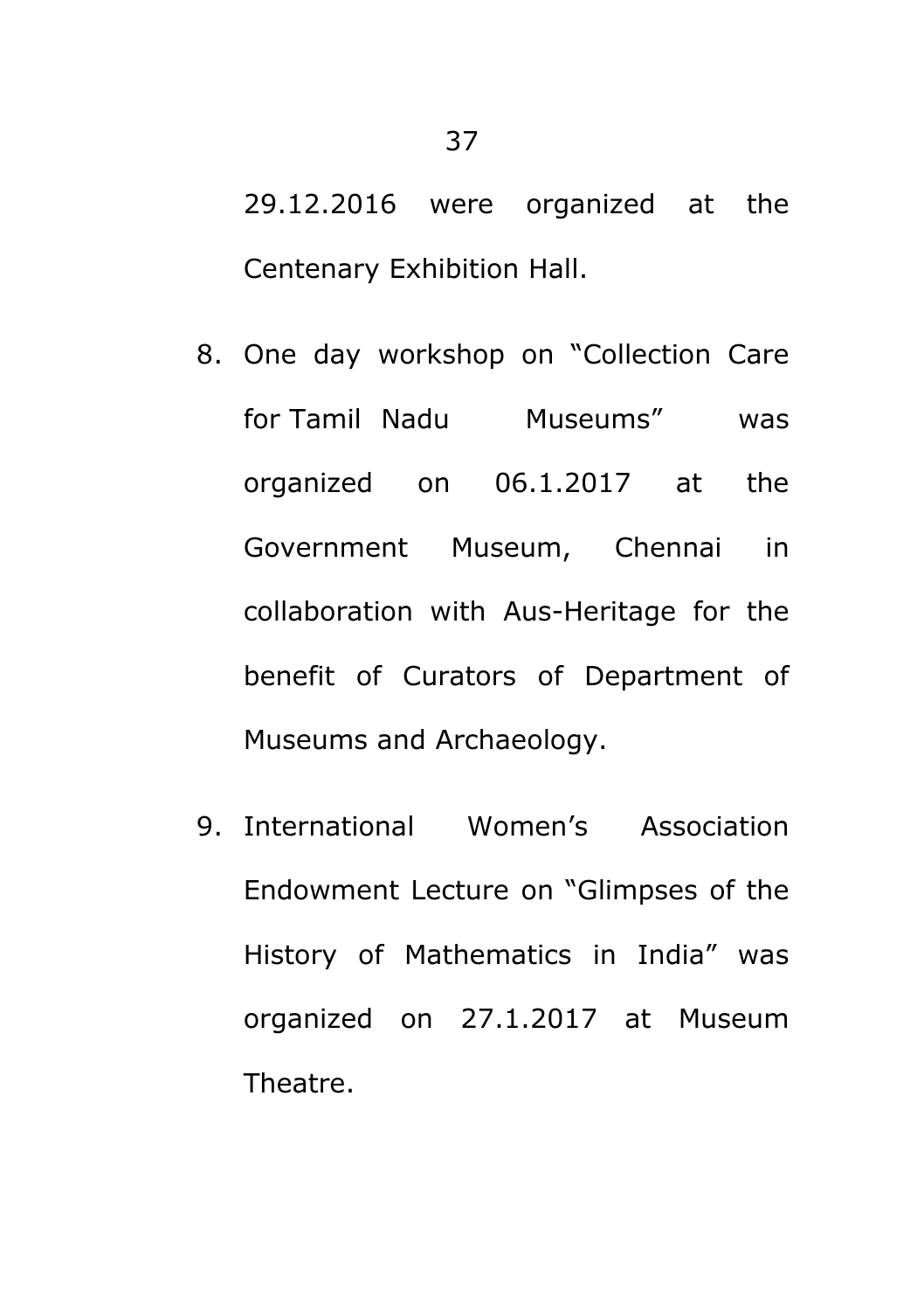29.12.2016 were organized at the Centenary Exhibition Hall.

8. One day workshop on “Collection Care for Tamil Nadu Museums” was organized on 06.1.2017 at the Government Museum, Chennai in collaboration with Aus-Heritage for the benefit of Curators of Department of Museums and Archaeology.

9. International Women’s Association Endowment Lecture on “Glimpses of the History of Mathematics in India” was organized on 27.1.2017 at Museum Theatre.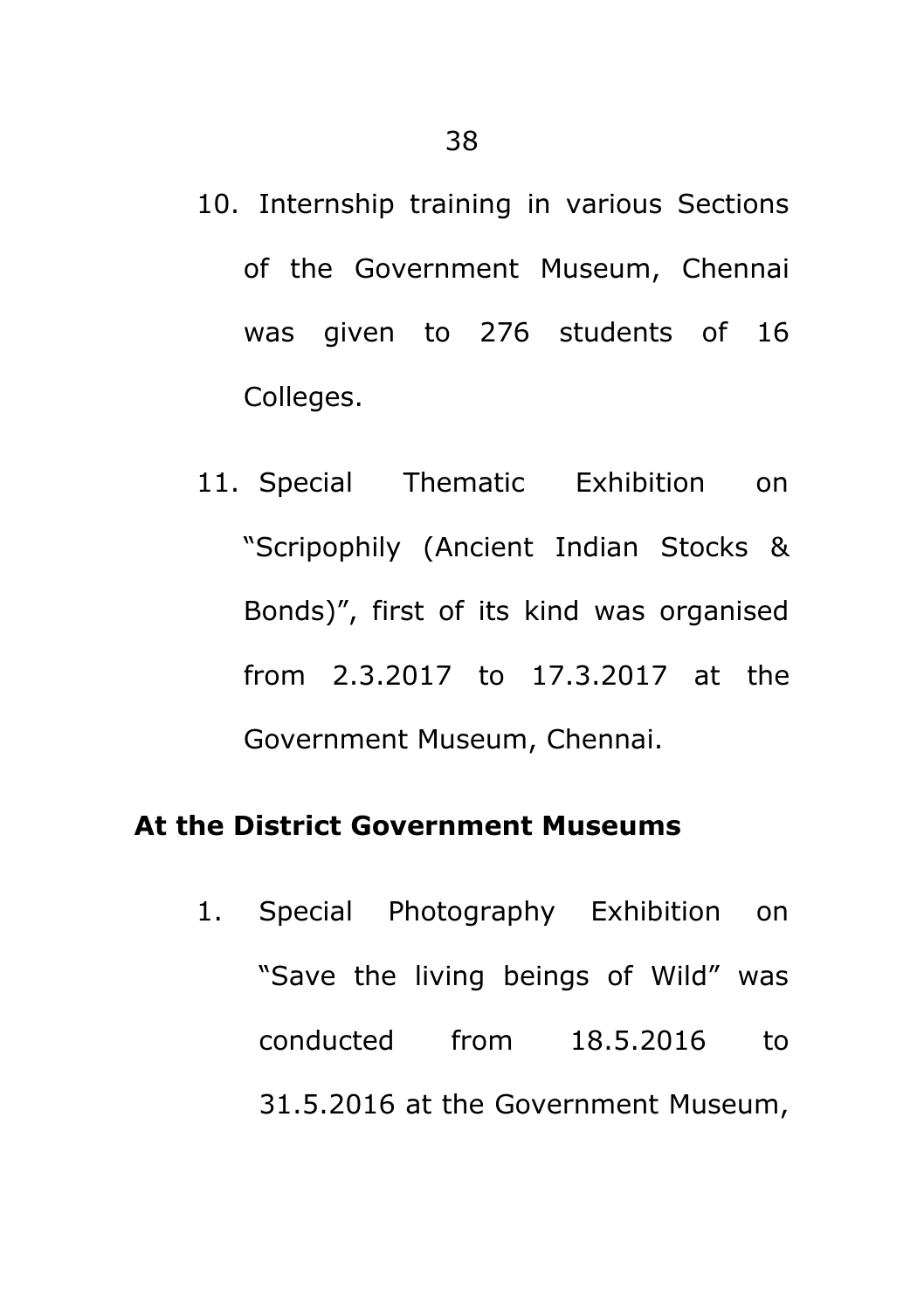10. Internship training in various Sections of the Government Museum, Chennai was given to 276 students of 16 Colleges.

11. Special Thematic Exhibition on "Scripophily (Ancient Indian Stocks & Bonds)", first of its kind was organised from 2.3.2017 to 17.3.2017 at the Government Museum, Chennai.

**At the District Government Museums**

1. Special Photography Exhibition on "Save the living beings of Wild" was conducted from 18.5.2016 to 31.5.2016 at the Government Museum,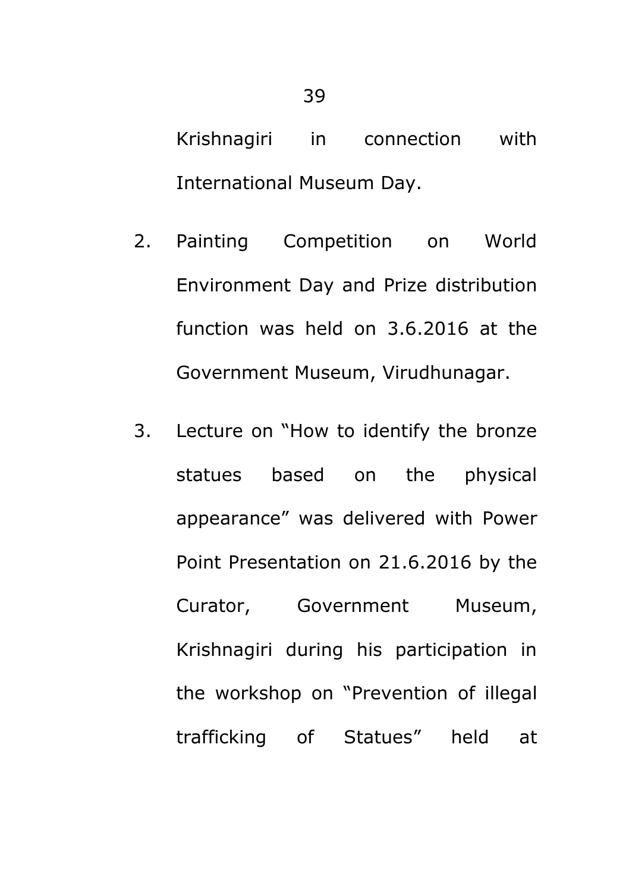Krishnagiri in connection with International Museum Day.

2. Painting Competition on World Environment Day and Prize distribution function was held on 3.6.2016 at the Government Museum, Virudhunagar.

3. Lecture on "How to identify the bronze statues based on the physical appearance" was delivered with Power Point Presentation on 21.6.2016 by the Curator, Government Museum, Krishnagiri during his participation in the workshop on "Prevention of illegal trafficking of Statues" held at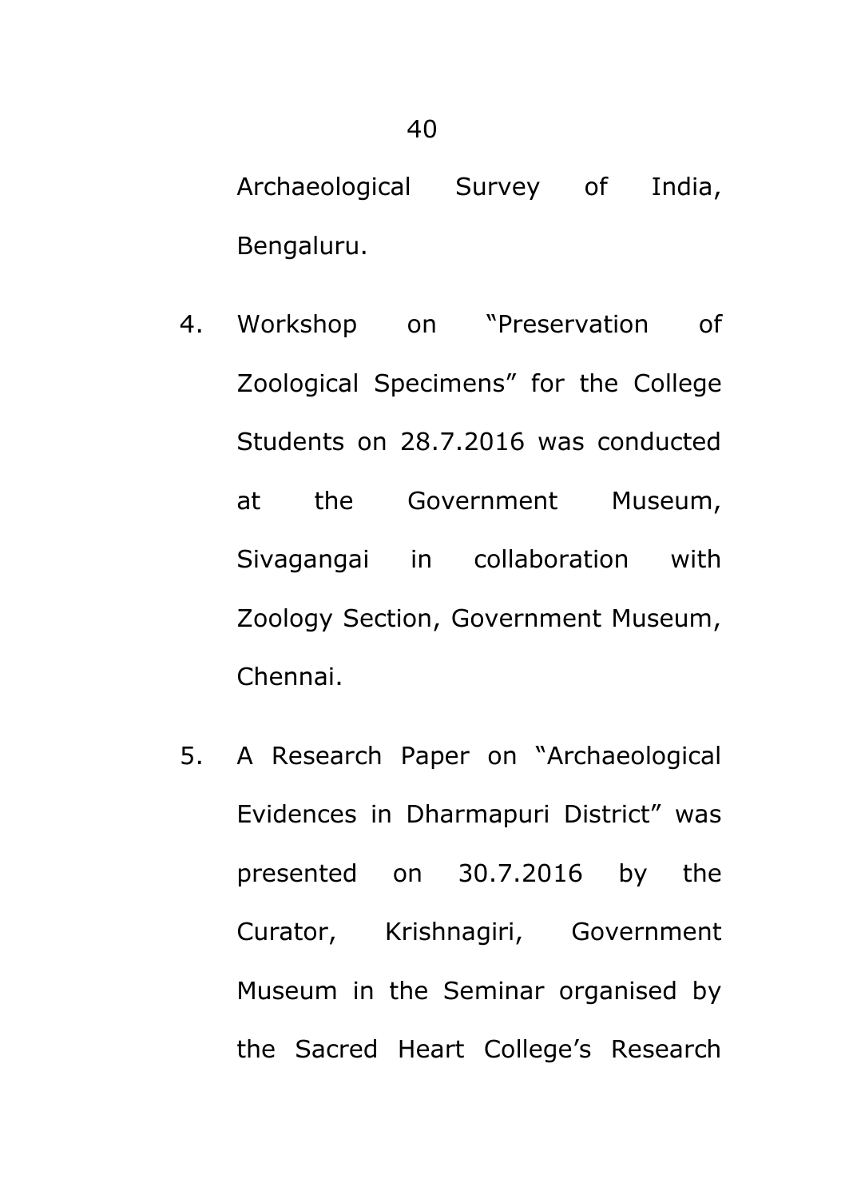Archaeological Survey of India, Bengaluru.

4. Workshop on "Preservation of Zoological Specimens" for the College Students on 28.7.2016 was conducted at the Government Museum, Sivagangai in collaboration with Zoology Section, Government Museum, Chennai.

5. A Research Paper on "Archaeological Evidences in Dharmapuri District" was presented on 30.7.2016 by the Curator, Krishnagiri, Government Museum in the Seminar organised by the Sacred Heart College's Research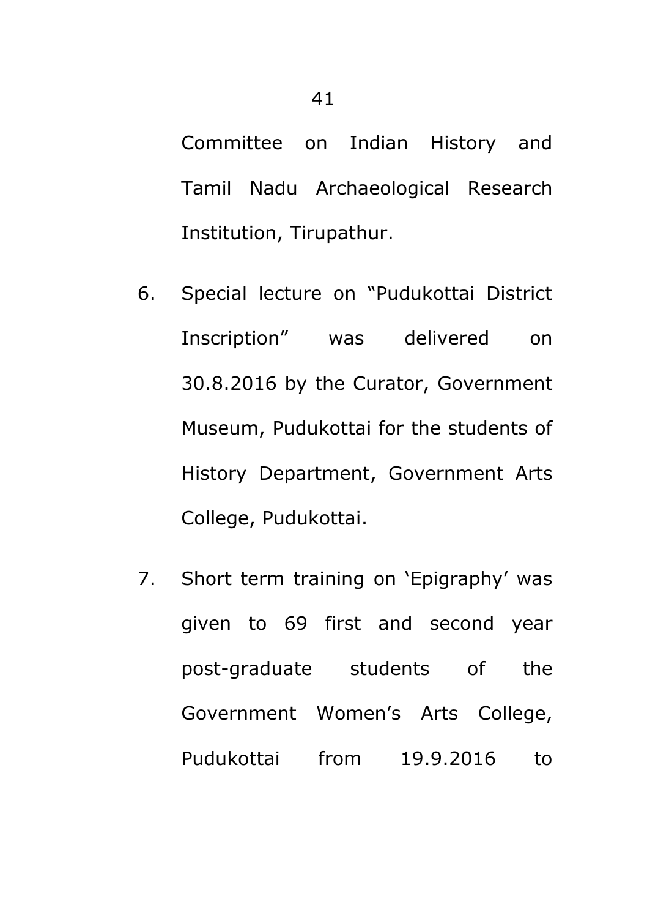Committee on Indian History and Tamil Nadu Archaeological Research Institution, Tirupathur.

6. Special lecture on "Pudukottai District Inscription" was delivered on 30.8.2016 by the Curator, Government Museum, Pudukottai for the students of History Department, Government Arts College, Pudukottai.

7. Short term training on 'Epigraphy' was given to 69 first and second year post-graduate students of the Government Women's Arts College, Pudukottai from 19.9.2016 to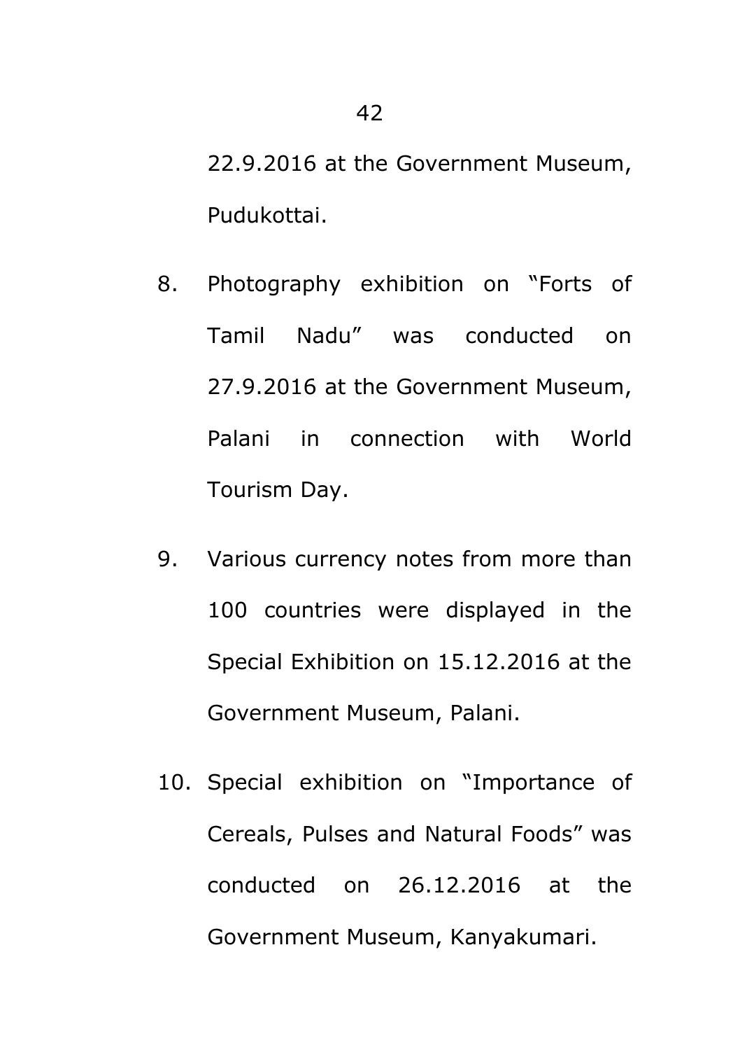22.9.2016 at the Government Museum, Pudukottai.

8. Photography exhibition on "Forts of Tamil Nadu" was conducted on 27.9.2016 at the Government Museum, Palani in connection with World Tourism Day.

9. Various currency notes from more than 100 countries were displayed in the Special Exhibition on 15.12.2016 at the Government Museum, Palani.

10. Special exhibition on "Importance of Cereals, Pulses and Natural Foods" was conducted on 26.12.2016 at the Government Museum, Kanyakumari.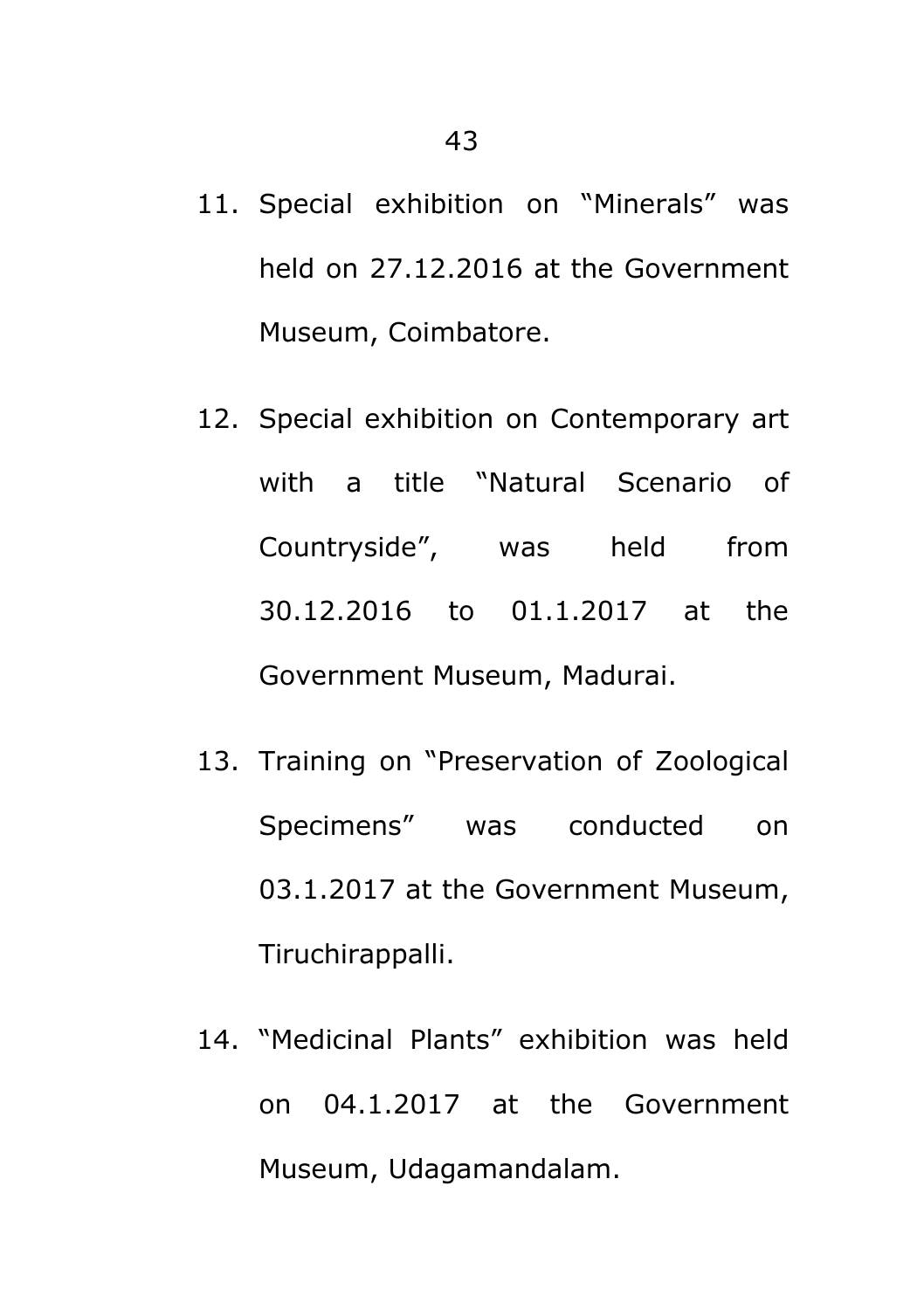11. Special exhibition on “Minerals” was held on 27.12.2016 at the Government Museum, Coimbatore.

12. Special exhibition on Contemporary art with a title “Natural Scenario of Countryside”, was held from 30.12.2016 to 01.1.2017 at the Government Museum, Madurai.

13. Training on “Preservation of Zoological Specimens” was conducted on 03.1.2017 at the Government Museum, Tiruchirappalli.

14. “Medicinal Plants” exhibition was held on 04.1.2017 at the Government Museum, Udagamandalam.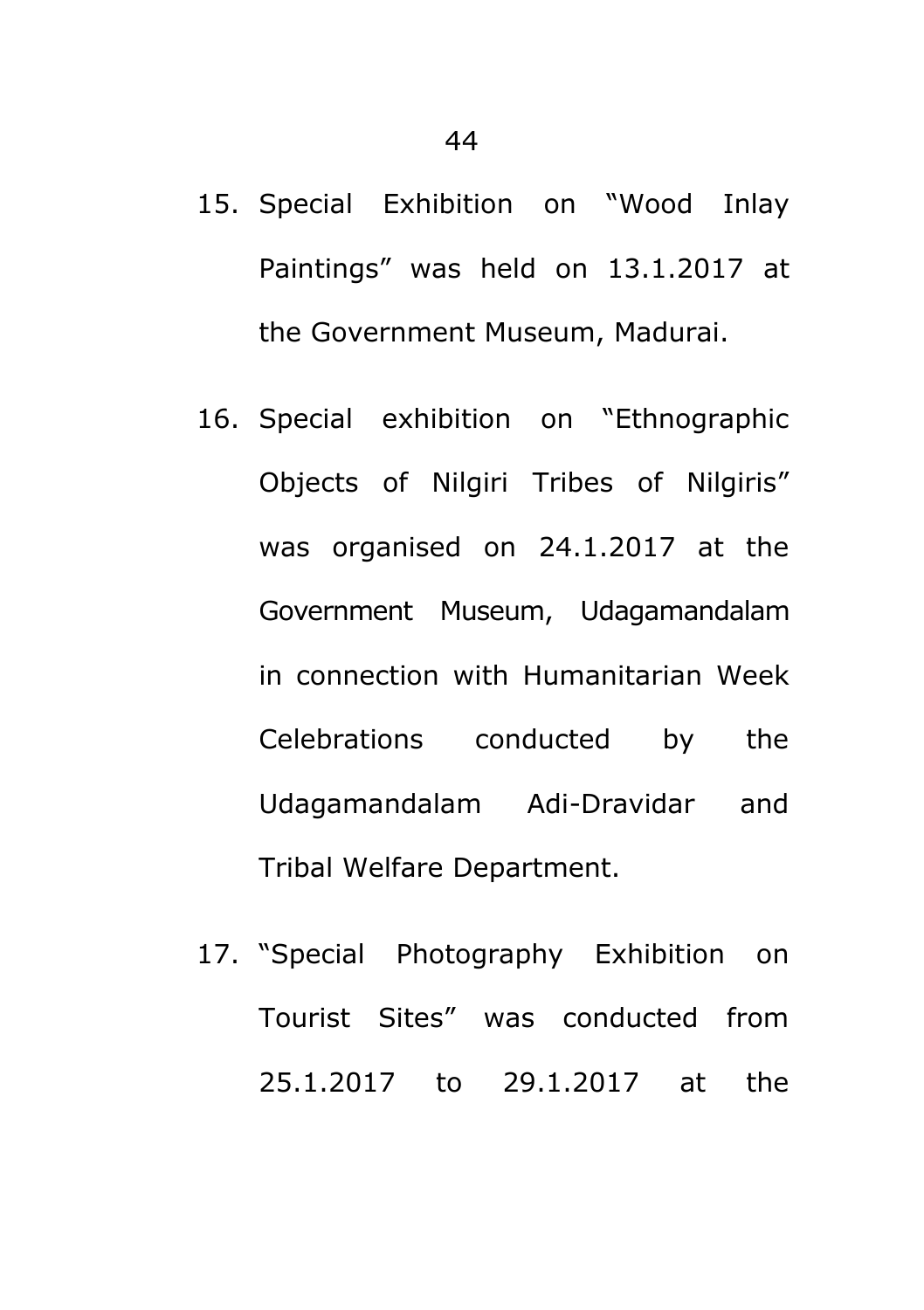15. Special Exhibition on "Wood Inlay Paintings" was held on 13.1.2017 at the Government Museum, Madurai.

16. Special exhibition on "Ethnographic Objects of Nilgiri Tribes of Nilgiris" was organised on 24.1.2017 at the Government Museum, Udagamandalam in connection with Humanitarian Week Celebrations conducted by the Udagamandalam Adi-Dravidar and Tribal Welfare Department.

17. "Special Photography Exhibition on Tourist Sites" was conducted from 25.1.2017 to 29.1.2017 at the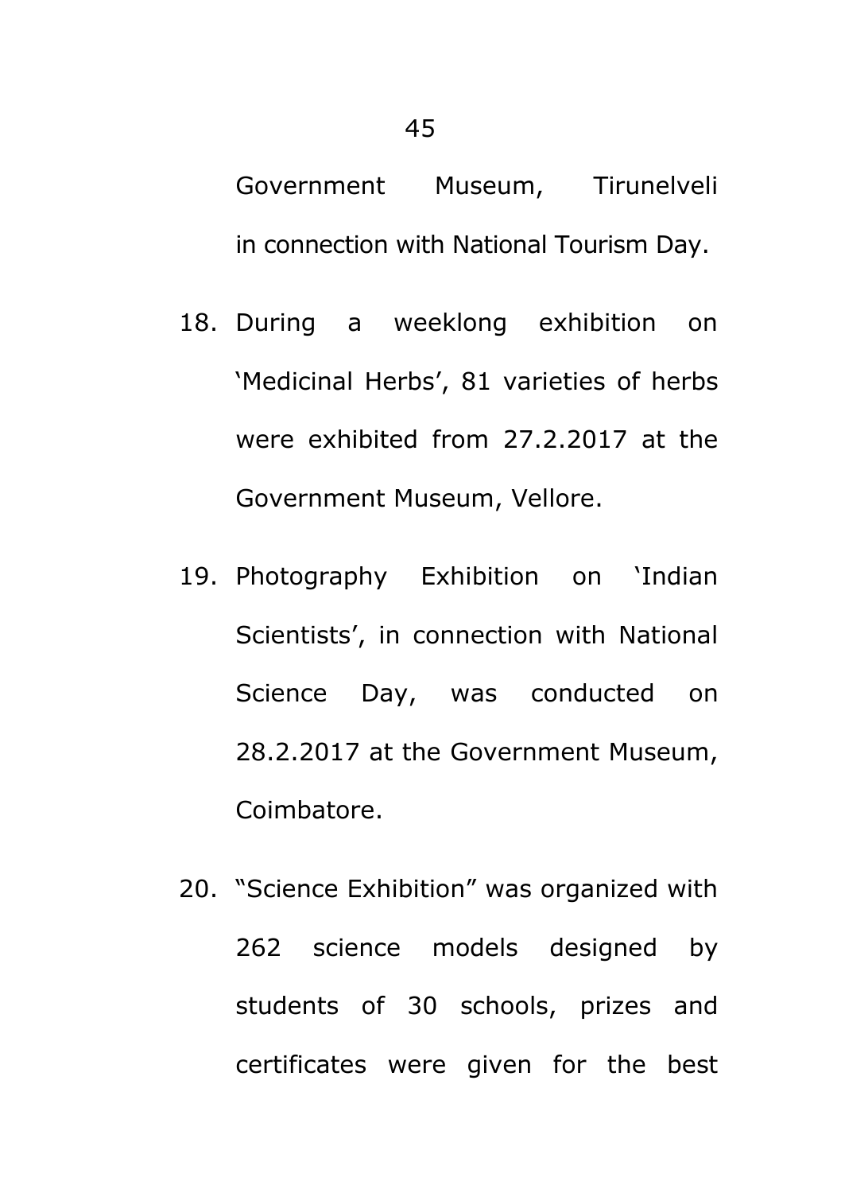Government Museum, Tirunelveli in connection with National Tourism Day.

18. During a weeklong exhibition on 'Medicinal Herbs', 81 varieties of herbs were exhibited from 27.2.2017 at the Government Museum, Vellore.

19. Photography Exhibition on 'Indian Scientists', in connection with National Science Day, was conducted on 28.2.2017 at the Government Museum, Coimbatore.

20. "Science Exhibition" was organized with 262 science models designed by students of 30 schools, prizes and certificates were given for the best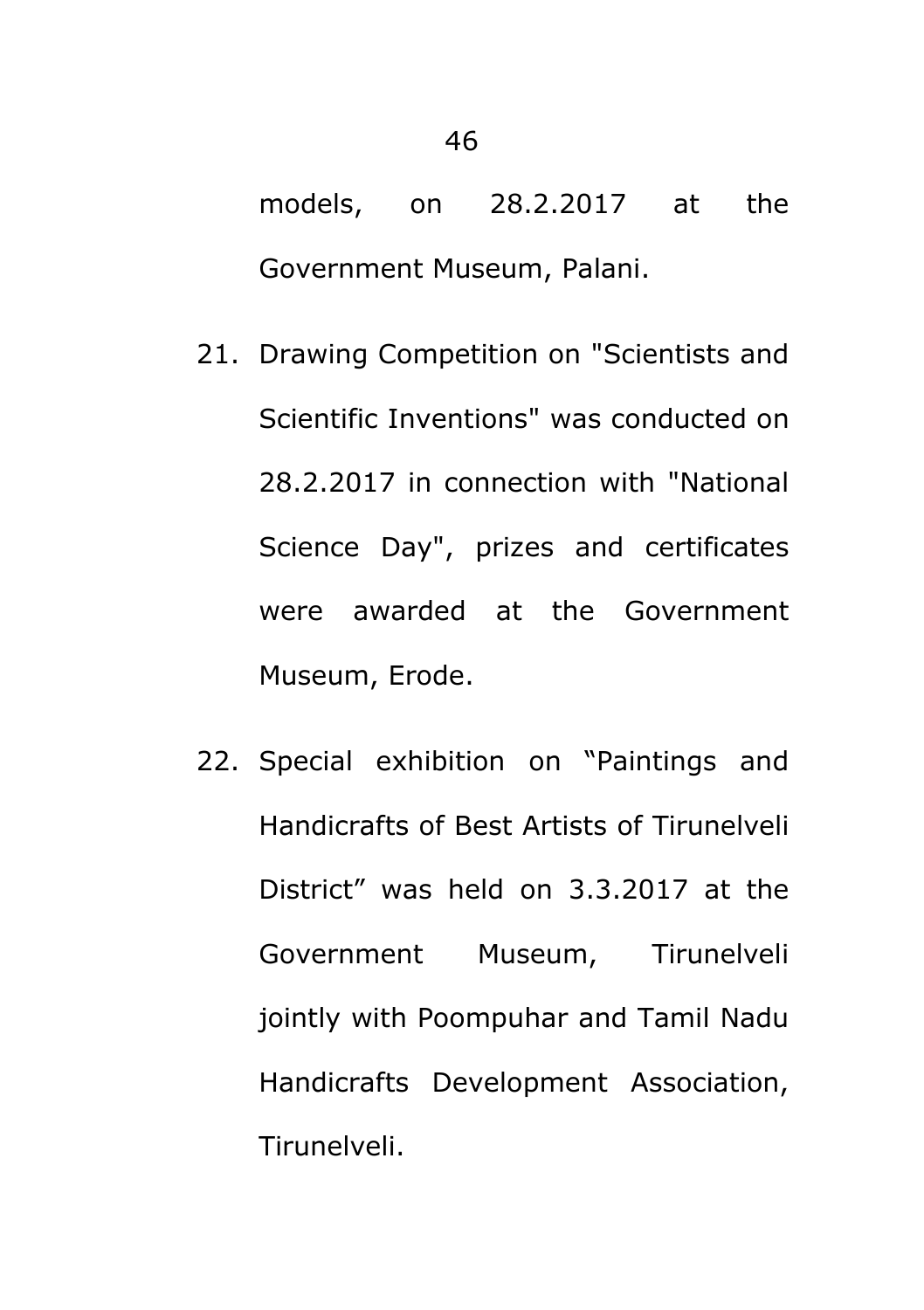models, on 28.2.2017 at the Government Museum, Palani.

21. Drawing Competition on "Scientists and Scientific Inventions" was conducted on 28.2.2017 in connection with "National Science Day", prizes and certificates were awarded at the Government Museum, Erode.

22. Special exhibition on “Paintings and Handicrafts of Best Artists of Tirunelveli District” was held on 3.3.2017 at the Government Museum, Tirunelveli jointly with Poompuhar and Tamil Nadu Handicrafts Development Association, Tirunelveli.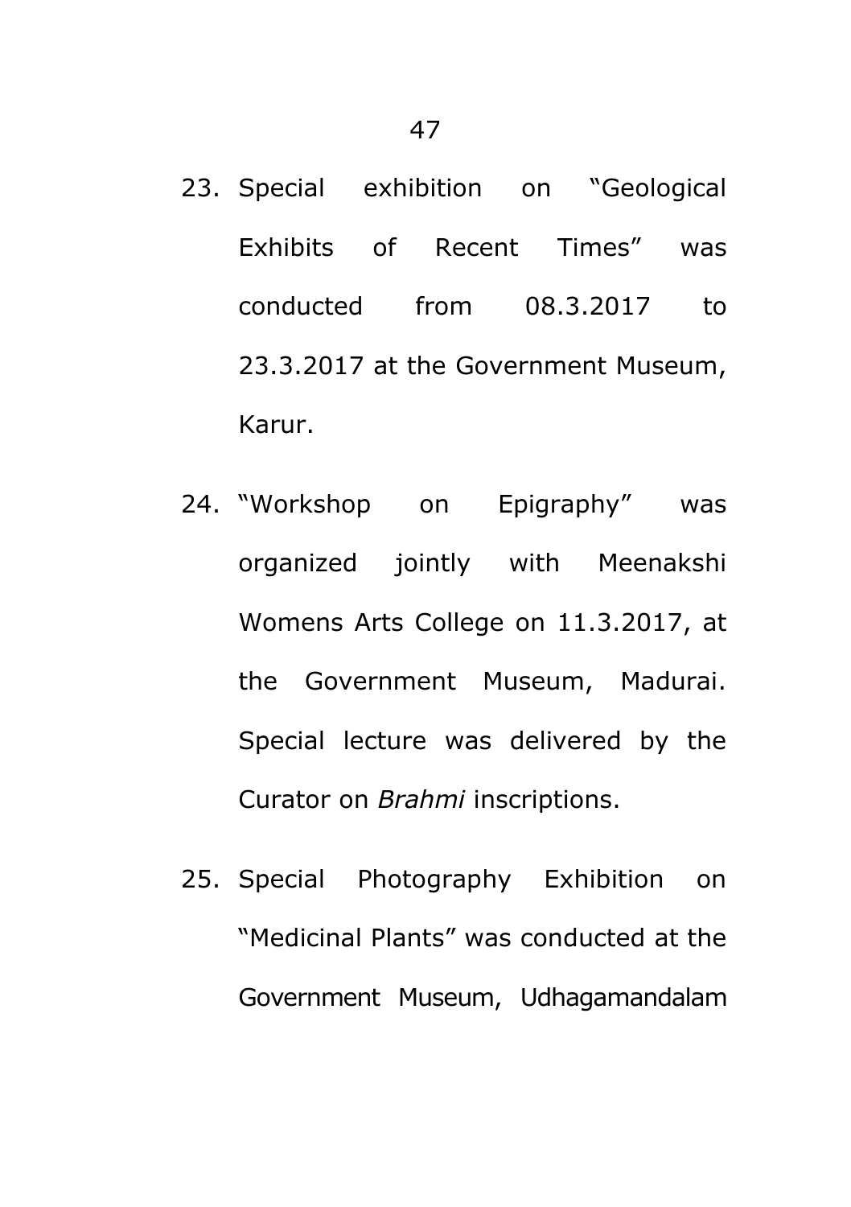23. Special exhibition on "Geological Exhibits of Recent Times" was conducted from 08.3.2017 to 23.3.2017 at the Government Museum, Karur.

24. "Workshop on Epigraphy" was organized jointly with Meenakshi Womens Arts College on 11.3.2017, at the Government Museum, Madurai. Special lecture was delivered by the Curator on *Brahmi* inscriptions.

25. Special Photography Exhibition on "Medicinal Plants" was conducted at the Government Museum, Udhagamandalam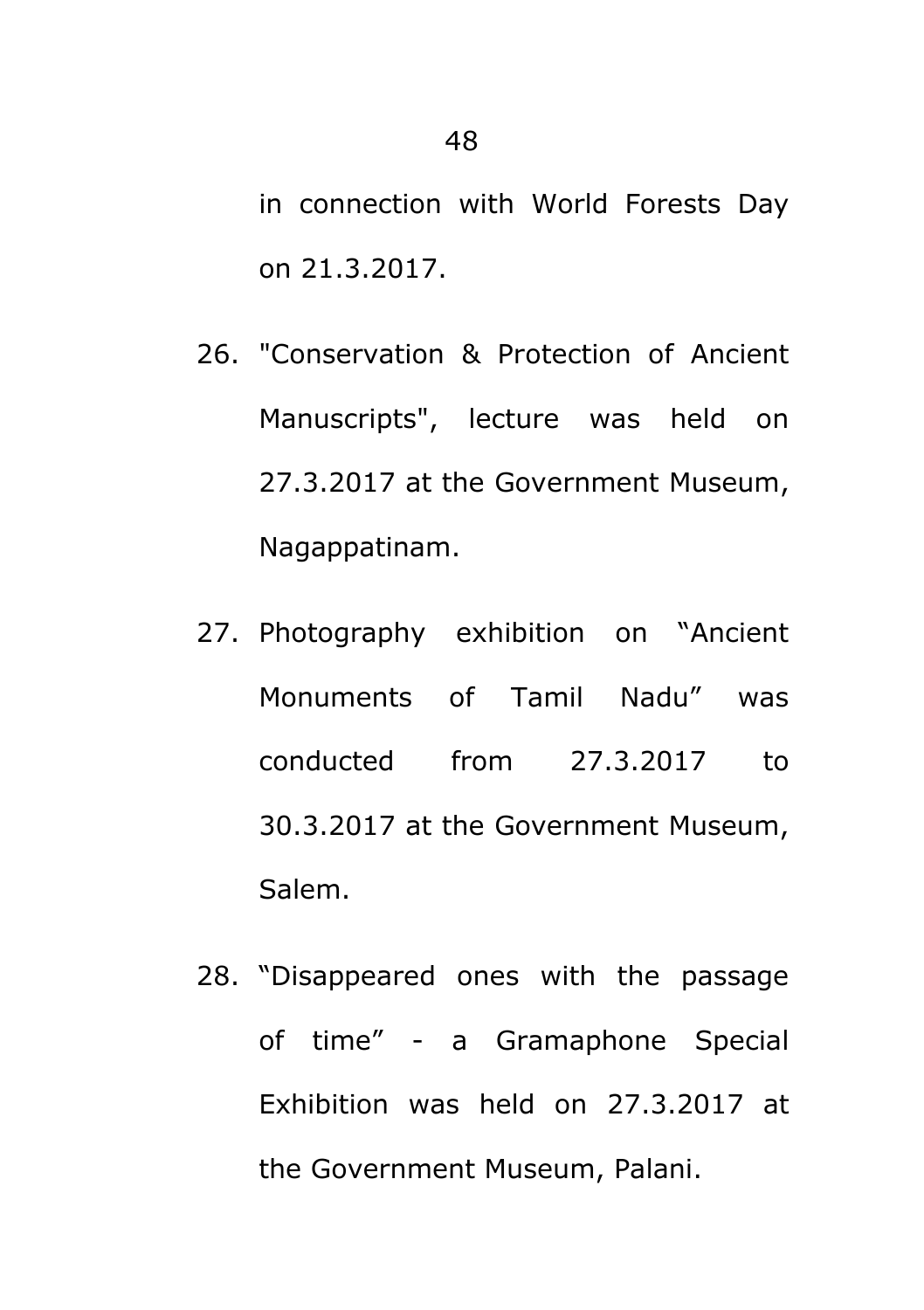in connection with World Forests Day on 21.3.2017.

26. "Conservation & Protection of Ancient Manuscripts", lecture was held on 27.3.2017 at the Government Museum, Nagappatinam.

27. Photography exhibition on “Ancient Monuments of Tamil Nadu” was conducted from 27.3.2017 to 30.3.2017 at the Government Museum, Salem.

28. “Disappeared ones with the passage of time” - a Gramaphone Special Exhibition was held on 27.3.2017 at the Government Museum, Palani.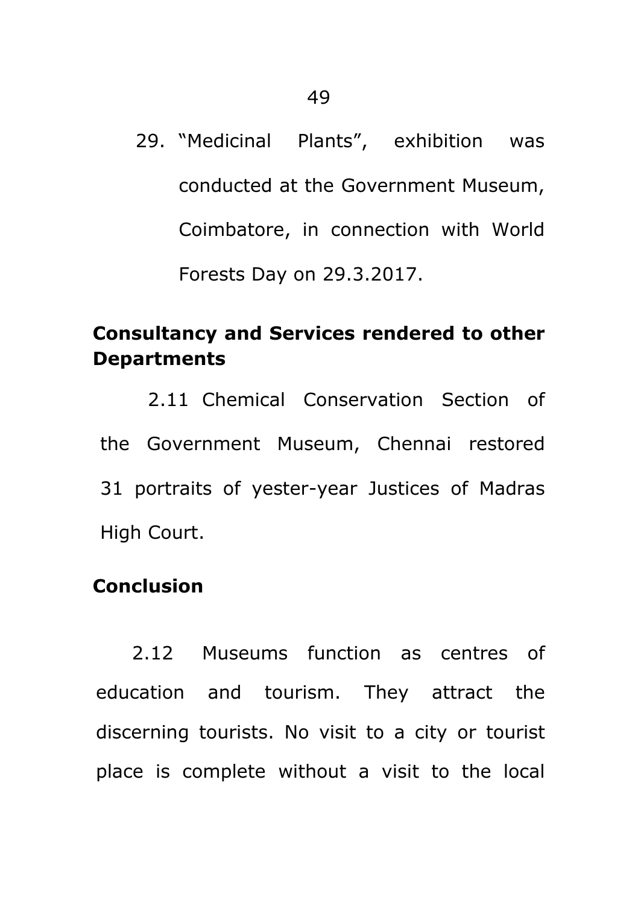29. "Medicinal Plants", exhibition was conducted at the Government Museum, Coimbatore, in connection with World Forests Day on 29.3.2017.

## Consultancy and Services rendered to other Departments

2.11 Chemical Conservation Section of the Government Museum, Chennai restored 31 portraits of yester-year Justices of Madras High Court.

## Conclusion

2.12 Museums function as centres of education and tourism. They attract the discerning tourists. No visit to a city or tourist place is complete without a visit to the local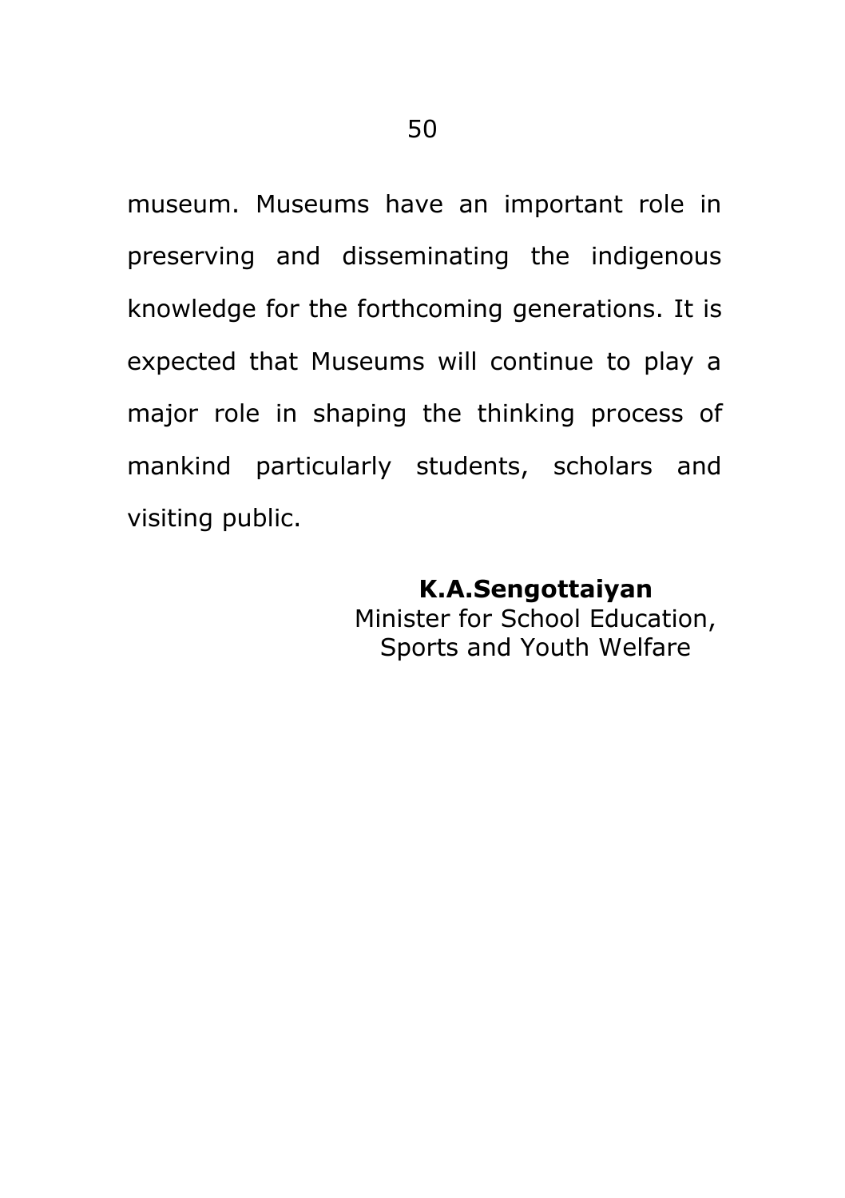museum. Museums have an important role in preserving and disseminating the indigenous knowledge for the forthcoming generations. It is expected that Museums will continue to play a major role in shaping the thinking process of mankind particularly students, scholars and visiting public.

**K.A.Sengottaiyan**
Minister for School Education,
Sports and Youth Welfare